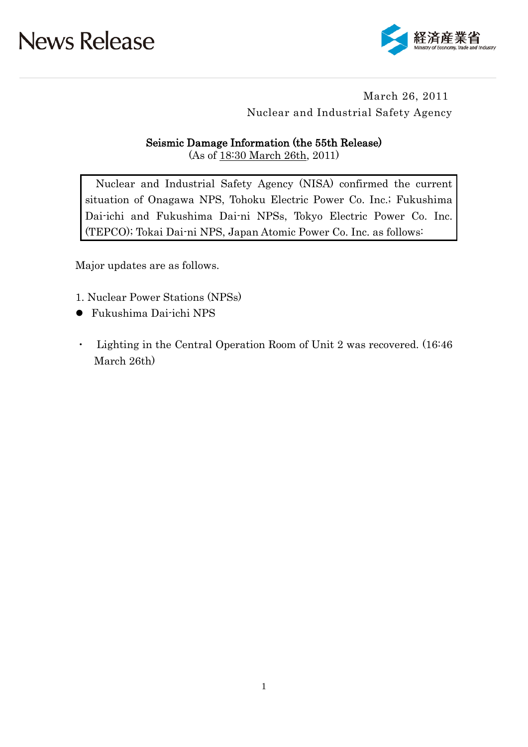# News Release

経済産業省
Ministry of Economy, Trade and Industry

March 26, 2011
Nuclear and Industrial Safety Agency

## Seismic Damage Information (the 55th Release)

(As of 18:30 March 26th, 2011)

> Nuclear and Industrial Safety Agency (NISA) confirmed the current situation of Onagawa NPS, Tohoku Electric Power Co. Inc.; Fukushima Dai-ichi and Fukushima Dai-ni NPSs, Tokyo Electric Power Co. Inc. (TEPCO); Tokai Dai-ni NPS, Japan Atomic Power Co. Inc. as follows:

Major updates are as follows.

1. Nuclear Power Stations (NPSs)

- Fukushima Dai-ichi NPS

  - Lighting in the Central Operation Room of Unit 2 was recovered. (16:46 March 26th)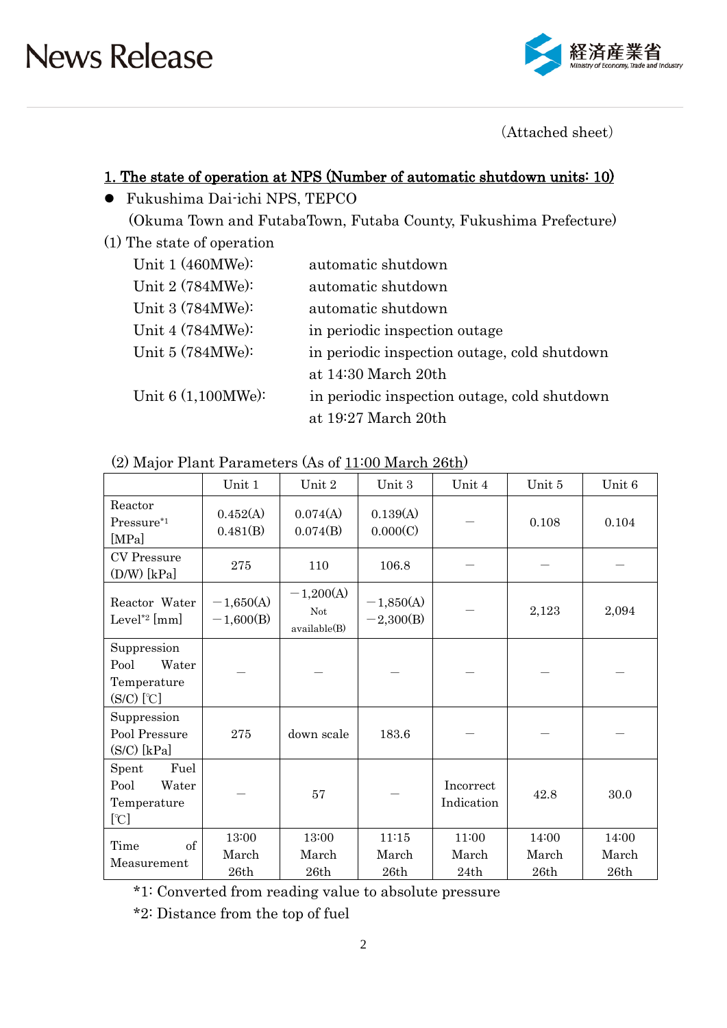(Attached sheet)

## 1. The state of operation at NPS (Number of automatic shutdown units: 10)

- Fukushima Dai-ichi NPS, TEPCO
  (Okuma Town and FutabaTown, Futaba County, Fukushima Prefecture)

(1) The state of operation

| | |
|---|---|
| Unit 1 (460MWe): | automatic shutdown |
| Unit 2 (784MWe): | automatic shutdown |
| Unit 3 (784MWe): | automatic shutdown |
| Unit 4 (784MWe): | in periodic inspection outage |
| Unit 5 (784MWe): | in periodic inspection outage, cold shutdown at 14:30 March 20th |
| Unit 6 (1,100MWe): | in periodic inspection outage, cold shutdown at 19:27 March 20th |

(2) Major Plant Parameters (As of 11:00 March 26th)

| | Unit 1 | Unit 2 | Unit 3 | Unit 4 | Unit 5 | Unit 6 |
|---|---|---|---|---|---|---|
| Reactor Pressure*1 [MPa] | 0.452(A) 0.481(B) | 0.074(A) 0.074(B) | 0.139(A) 0.000(C) | — | 0.108 | 0.104 |
| CV Pressure (D/W) [kPa] | 275 | 110 | 106.8 | — | — | — |
| Reactor Water Level*2 [mm] | −1,650(A) −1,600(B) | −1,200(A) Not available(B) | −1,850(A) −2,300(B) | — | 2,123 | 2,094 |
| Suppression Pool Water Temperature (S/C) [℃] | — | — | — | — | — | — |
| Suppression Pool Pressure (S/C) [kPa] | 275 | down scale | 183.6 | — | — | — |
| Spent Fuel Pool Water Temperature [℃] | — | 57 | — | Incorrect Indication | 42.8 | 30.0 |
| Time of Measurement | 13:00 March 26th | 13:00 March 26th | 11:15 March 26th | 11:00 March 24th | 14:00 March 26th | 14:00 March 26th |

*1: Converted from reading value to absolute pressure

*2: Distance from the top of fuel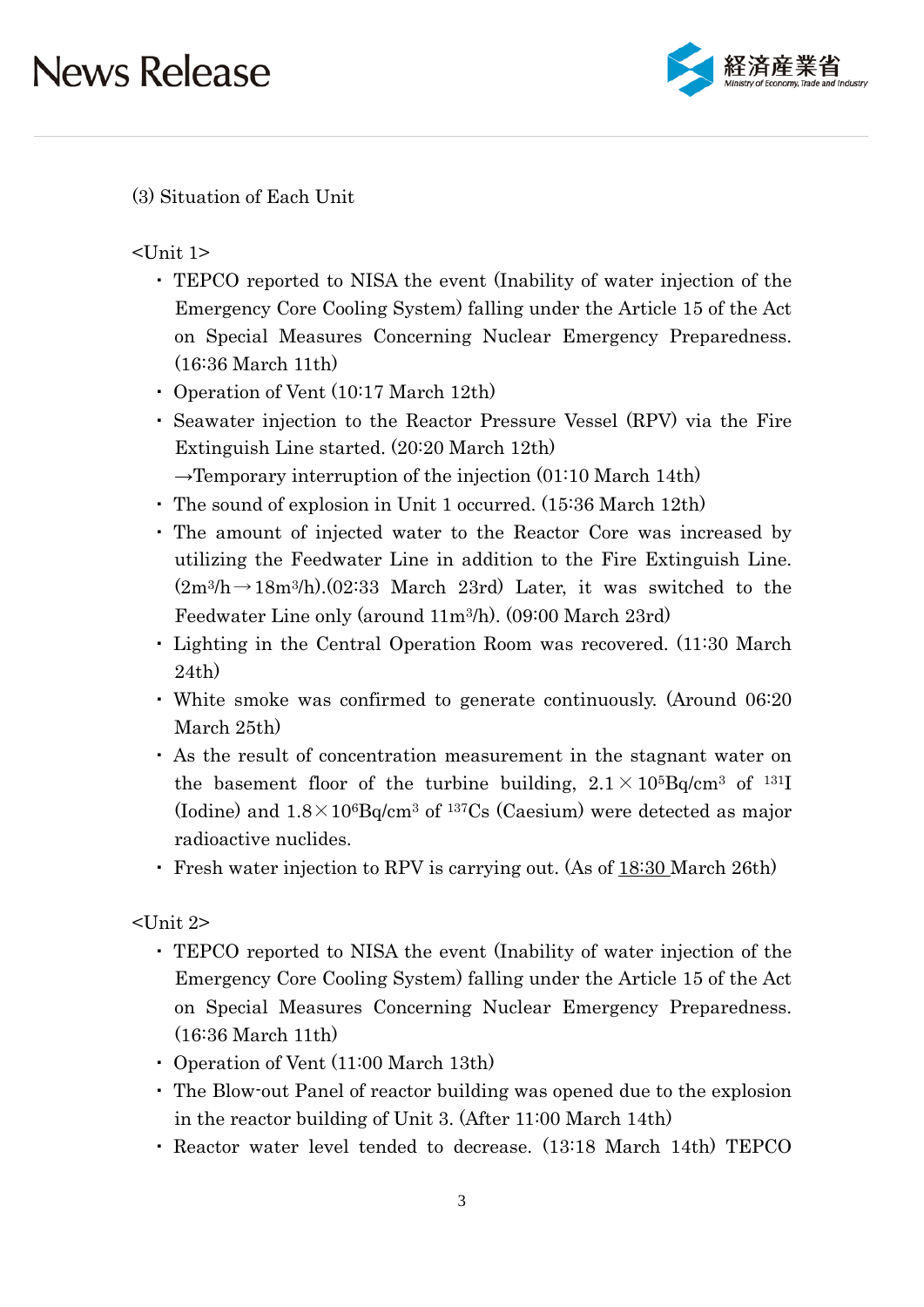(3) Situation of Each Unit

<Unit 1>

- TEPCO reported to NISA the event (Inability of water injection of the Emergency Core Cooling System) falling under the Article 15 of the Act on Special Measures Concerning Nuclear Emergency Preparedness. (16:36 March 11th)
- Operation of Vent (10:17 March 12th)
- Seawater injection to the Reactor Pressure Vessel (RPV) via the Fire Extinguish Line started. (20:20 March 12th)
  →Temporary interruption of the injection (01:10 March 14th)
- The sound of explosion in Unit 1 occurred. (15:36 March 12th)
- The amount of injected water to the Reactor Core was increased by utilizing the Feedwater Line in addition to the Fire Extinguish Line. ($2m^3/h \rightarrow 18m^3/h$).(02:33 March 23rd) Later, it was switched to the Feedwater Line only (around $11m^3/h$). (09:00 March 23rd)
- Lighting in the Central Operation Room was recovered. (11:30 March 24th)
- White smoke was confirmed to generate continuously. (Around 06:20 March 25th)
- As the result of concentration measurement in the stagnant water on the basement floor of the turbine building, $2.1 \times 10^5 Bq/cm^3$ of $^{131}I$ (Iodine) and $1.8 \times 10^6 Bq/cm^3$ of $^{137}Cs$ (Caesium) were detected as major radioactive nuclides.
- Fresh water injection to RPV is carrying out. (As of 18:30 March 26th)

<Unit 2>

- TEPCO reported to NISA the event (Inability of water injection of the Emergency Core Cooling System) falling under the Article 15 of the Act on Special Measures Concerning Nuclear Emergency Preparedness. (16:36 March 11th)
- Operation of Vent (11:00 March 13th)
- The Blow-out Panel of reactor building was opened due to the explosion in the reactor building of Unit 3. (After 11:00 March 14th)
- Reactor water level tended to decrease. (13:18 March 14th) TEPCO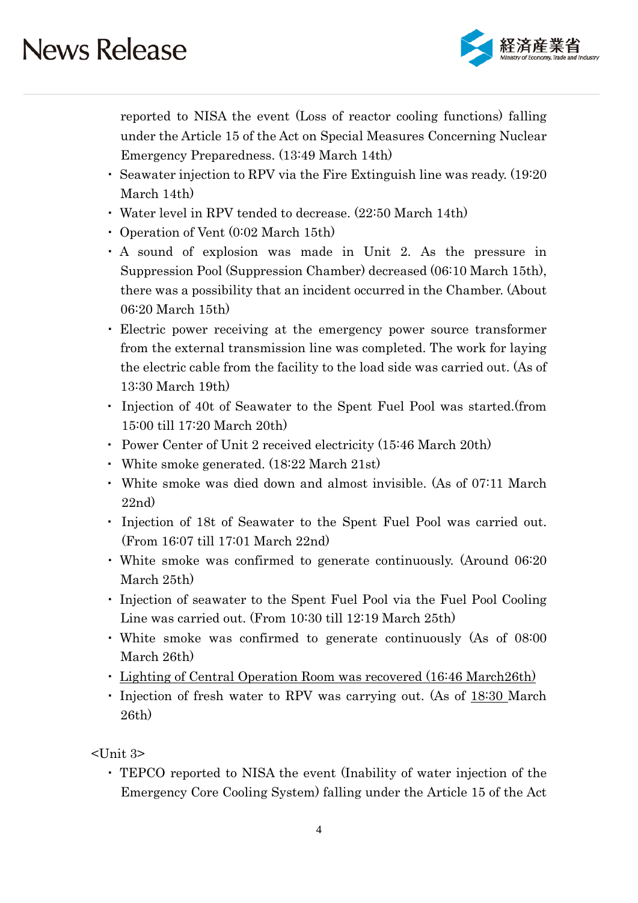reported to NISA the event (Loss of reactor cooling functions) falling under the Article 15 of the Act on Special Measures Concerning Nuclear Emergency Preparedness. (13:49 March 14th)

- Seawater injection to RPV via the Fire Extinguish line was ready. (19:20 March 14th)
- Water level in RPV tended to decrease. (22:50 March 14th)
- Operation of Vent (0:02 March 15th)
- A sound of explosion was made in Unit 2. As the pressure in Suppression Pool (Suppression Chamber) decreased (06:10 March 15th), there was a possibility that an incident occurred in the Chamber. (About 06:20 March 15th)
- Electric power receiving at the emergency power source transformer from the external transmission line was completed. The work for laying the electric cable from the facility to the load side was carried out. (As of 13:30 March 19th)
- Injection of 40t of Seawater to the Spent Fuel Pool was started.(from 15:00 till 17:20 March 20th)
- Power Center of Unit 2 received electricity (15:46 March 20th)
- White smoke generated. (18:22 March 21st)
- White smoke was died down and almost invisible. (As of 07:11 March 22nd)
- Injection of 18t of Seawater to the Spent Fuel Pool was carried out. (From 16:07 till 17:01 March 22nd)
- White smoke was confirmed to generate continuously. (Around 06:20 March 25th)
- Injection of seawater to the Spent Fuel Pool via the Fuel Pool Cooling Line was carried out. (From 10:30 till 12:19 March 25th)
- White smoke was confirmed to generate continuously (As of 08:00 March 26th)
- <u>Lighting of Central Operation Room was recovered (16:46 March26th)</u>
- Injection of fresh water to RPV was carrying out. (As of <u>18:30</u> March 26th)

<Unit 3>

- TEPCO reported to NISA the event (Inability of water injection of the Emergency Core Cooling System) falling under the Article 15 of the Act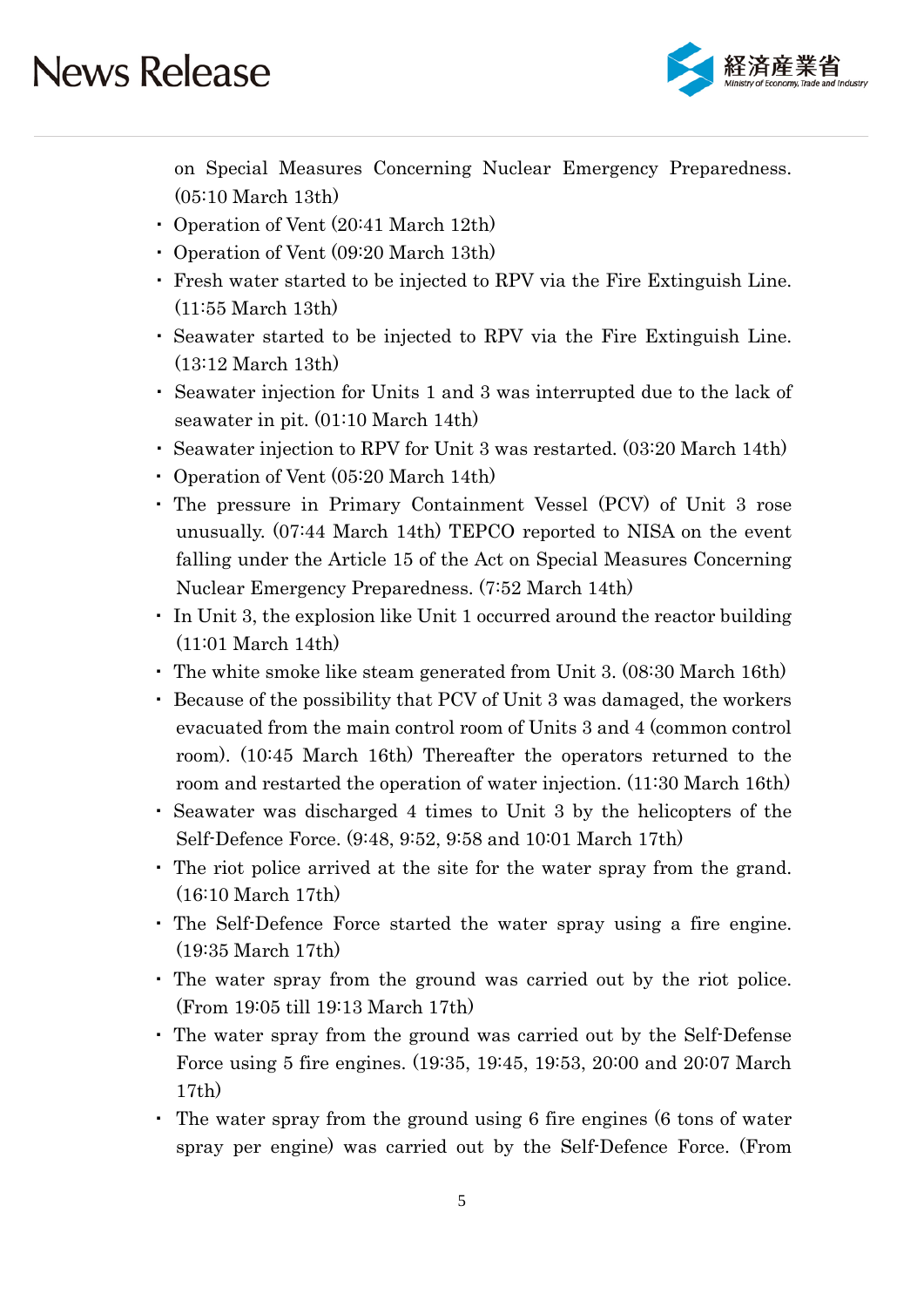on Special Measures Concerning Nuclear Emergency Preparedness. (05:10 March 13th)

- Operation of Vent (20:41 March 12th)
- Operation of Vent (09:20 March 13th)
- Fresh water started to be injected to RPV via the Fire Extinguish Line. (11:55 March 13th)
- Seawater started to be injected to RPV via the Fire Extinguish Line. (13:12 March 13th)
- Seawater injection for Units 1 and 3 was interrupted due to the lack of seawater in pit. (01:10 March 14th)
- Seawater injection to RPV for Unit 3 was restarted. (03:20 March 14th)
- Operation of Vent (05:20 March 14th)
- The pressure in Primary Containment Vessel (PCV) of Unit 3 rose unusually. (07:44 March 14th) TEPCO reported to NISA on the event falling under the Article 15 of the Act on Special Measures Concerning Nuclear Emergency Preparedness. (7:52 March 14th)
- In Unit 3, the explosion like Unit 1 occurred around the reactor building (11:01 March 14th)
- The white smoke like steam generated from Unit 3. (08:30 March 16th)
- Because of the possibility that PCV of Unit 3 was damaged, the workers evacuated from the main control room of Units 3 and 4 (common control room). (10:45 March 16th) Thereafter the operators returned to the room and restarted the operation of water injection. (11:30 March 16th)
- Seawater was discharged 4 times to Unit 3 by the helicopters of the Self-Defence Force. (9:48, 9:52, 9:58 and 10:01 March 17th)
- The riot police arrived at the site for the water spray from the grand. (16:10 March 17th)
- The Self-Defence Force started the water spray using a fire engine. (19:35 March 17th)
- The water spray from the ground was carried out by the riot police. (From 19:05 till 19:13 March 17th)
- The water spray from the ground was carried out by the Self-Defense Force using 5 fire engines. (19:35, 19:45, 19:53, 20:00 and 20:07 March 17th)
- The water spray from the ground using 6 fire engines (6 tons of water spray per engine) was carried out by the Self-Defence Force. (From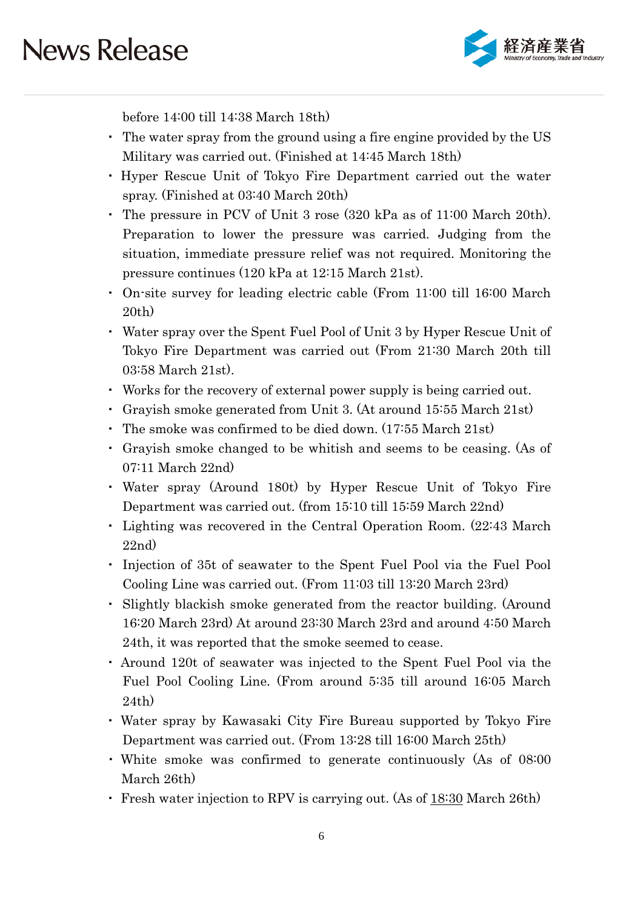before 14:00 till 14:38 March 18th)

- The water spray from the ground using a fire engine provided by the US Military was carried out. (Finished at 14:45 March 18th)
- Hyper Rescue Unit of Tokyo Fire Department carried out the water spray. (Finished at 03:40 March 20th)
- The pressure in PCV of Unit 3 rose (320 kPa as of 11:00 March 20th). Preparation to lower the pressure was carried. Judging from the situation, immediate pressure relief was not required. Monitoring the pressure continues (120 kPa at 12:15 March 21st).
- On-site survey for leading electric cable (From 11:00 till 16:00 March 20th)
- Water spray over the Spent Fuel Pool of Unit 3 by Hyper Rescue Unit of Tokyo Fire Department was carried out (From 21:30 March 20th till 03:58 March 21st).
- Works for the recovery of external power supply is being carried out.
- Grayish smoke generated from Unit 3. (At around 15:55 March 21st)
- The smoke was confirmed to be died down. (17:55 March 21st)
- Grayish smoke changed to be whitish and seems to be ceasing. (As of 07:11 March 22nd)
- Water spray (Around 180t) by Hyper Rescue Unit of Tokyo Fire Department was carried out. (from 15:10 till 15:59 March 22nd)
- Lighting was recovered in the Central Operation Room. (22:43 March 22nd)
- Injection of 35t of seawater to the Spent Fuel Pool via the Fuel Pool Cooling Line was carried out. (From 11:03 till 13:20 March 23rd)
- Slightly blackish smoke generated from the reactor building. (Around 16:20 March 23rd) At around 23:30 March 23rd and around 4:50 March 24th, it was reported that the smoke seemed to cease.
- Around 120t of seawater was injected to the Spent Fuel Pool via the Fuel Pool Cooling Line. (From around 5:35 till around 16:05 March 24th)
- Water spray by Kawasaki City Fire Bureau supported by Tokyo Fire Department was carried out. (From 13:28 till 16:00 March 25th)
- White smoke was confirmed to generate continuously (As of 08:00 March 26th)
- Fresh water injection to RPV is carrying out. (As of 18:30 March 26th)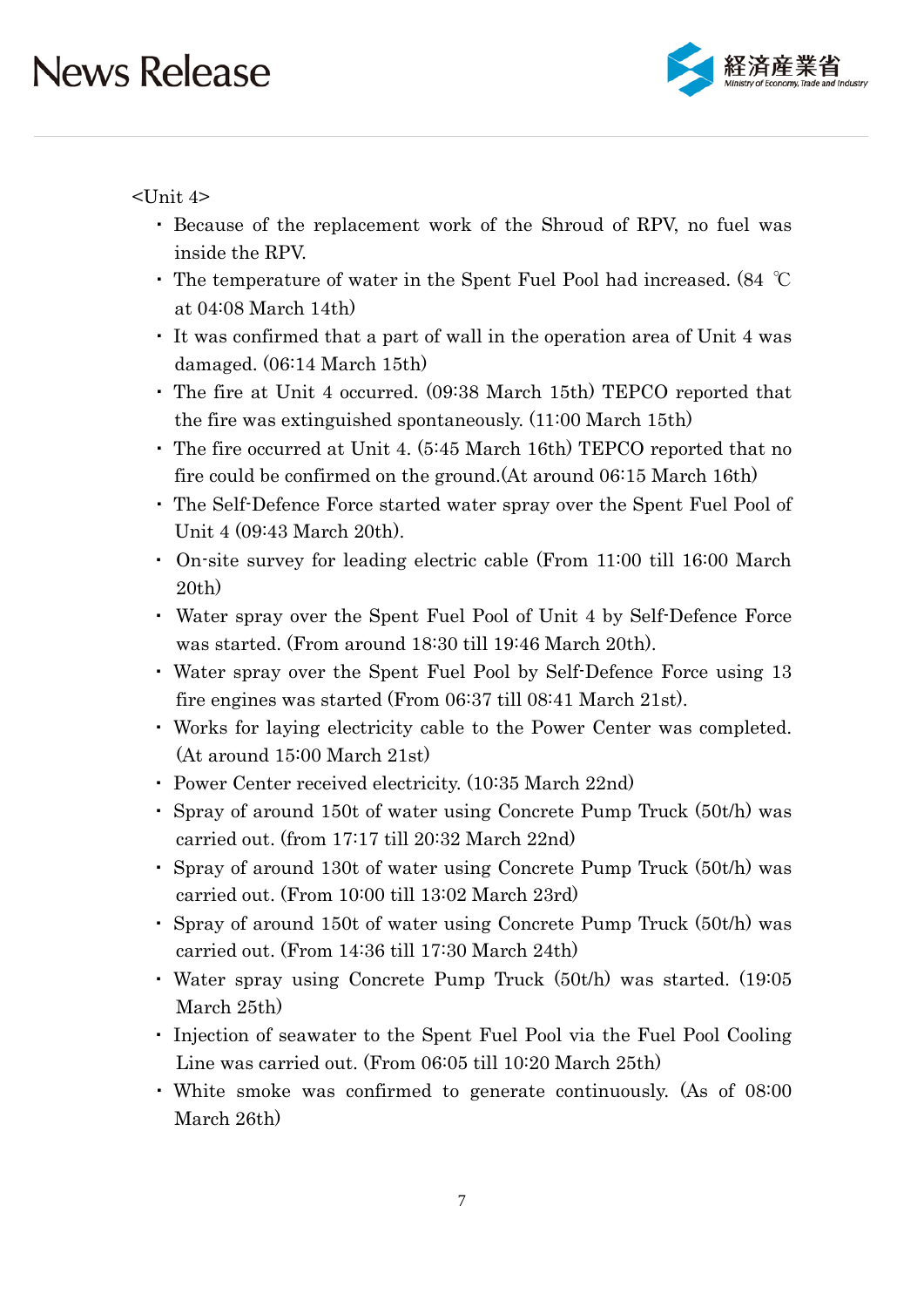<Unit 4>

- Because of the replacement work of the Shroud of RPV, no fuel was inside the RPV.
- The temperature of water in the Spent Fuel Pool had increased. (84 ℃ at 04:08 March 14th)
- It was confirmed that a part of wall in the operation area of Unit 4 was damaged. (06:14 March 15th)
- The fire at Unit 4 occurred. (09:38 March 15th) TEPCO reported that the fire was extinguished spontaneously. (11:00 March 15th)
- The fire occurred at Unit 4. (5:45 March 16th) TEPCO reported that no fire could be confirmed on the ground.(At around 06:15 March 16th)
- The Self-Defence Force started water spray over the Spent Fuel Pool of Unit 4 (09:43 March 20th).
- On-site survey for leading electric cable (From 11:00 till 16:00 March 20th)
- Water spray over the Spent Fuel Pool of Unit 4 by Self-Defence Force was started. (From around 18:30 till 19:46 March 20th).
- Water spray over the Spent Fuel Pool by Self-Defence Force using 13 fire engines was started (From 06:37 till 08:41 March 21st).
- Works for laying electricity cable to the Power Center was completed. (At around 15:00 March 21st)
- Power Center received electricity. (10:35 March 22nd)
- Spray of around 150t of water using Concrete Pump Truck (50t/h) was carried out. (from 17:17 till 20:32 March 22nd)
- Spray of around 130t of water using Concrete Pump Truck (50t/h) was carried out. (From 10:00 till 13:02 March 23rd)
- Spray of around 150t of water using Concrete Pump Truck (50t/h) was carried out. (From 14:36 till 17:30 March 24th)
- Water spray using Concrete Pump Truck (50t/h) was started. (19:05 March 25th)
- Injection of seawater to the Spent Fuel Pool via the Fuel Pool Cooling Line was carried out. (From 06:05 till 10:20 March 25th)
- White smoke was confirmed to generate continuously. (As of 08:00 March 26th)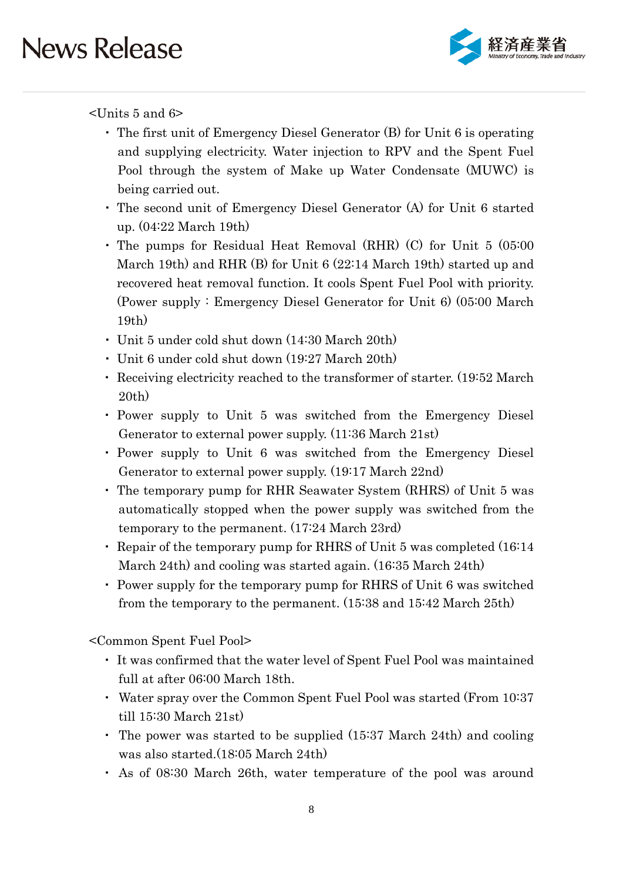<Units 5 and 6>

- The first unit of Emergency Diesel Generator (B) for Unit 6 is operating and supplying electricity. Water injection to RPV and the Spent Fuel Pool through the system of Make up Water Condensate (MUWC) is being carried out.
- The second unit of Emergency Diesel Generator (A) for Unit 6 started up. (04:22 March 19th)
- The pumps for Residual Heat Removal (RHR) (C) for Unit 5 (05:00 March 19th) and RHR (B) for Unit 6 (22:14 March 19th) started up and recovered heat removal function. It cools Spent Fuel Pool with priority. (Power supply : Emergency Diesel Generator for Unit 6) (05:00 March 19th)
- Unit 5 under cold shut down (14:30 March 20th)
- Unit 6 under cold shut down (19:27 March 20th)
- Receiving electricity reached to the transformer of starter. (19:52 March 20th)
- Power supply to Unit 5 was switched from the Emergency Diesel Generator to external power supply. (11:36 March 21st)
- Power supply to Unit 6 was switched from the Emergency Diesel Generator to external power supply. (19:17 March 22nd)
- The temporary pump for RHR Seawater System (RHRS) of Unit 5 was automatically stopped when the power supply was switched from the temporary to the permanent. (17:24 March 23rd)
- Repair of the temporary pump for RHRS of Unit 5 was completed (16:14 March 24th) and cooling was started again. (16:35 March 24th)
- Power supply for the temporary pump for RHRS of Unit 6 was switched from the temporary to the permanent. (15:38 and 15:42 March 25th)

<Common Spent Fuel Pool>

- It was confirmed that the water level of Spent Fuel Pool was maintained full at after 06:00 March 18th.
- Water spray over the Common Spent Fuel Pool was started (From 10:37 till 15:30 March 21st)
- The power was started to be supplied (15:37 March 24th) and cooling was also started.(18:05 March 24th)
- As of 08:30 March 26th, water temperature of the pool was around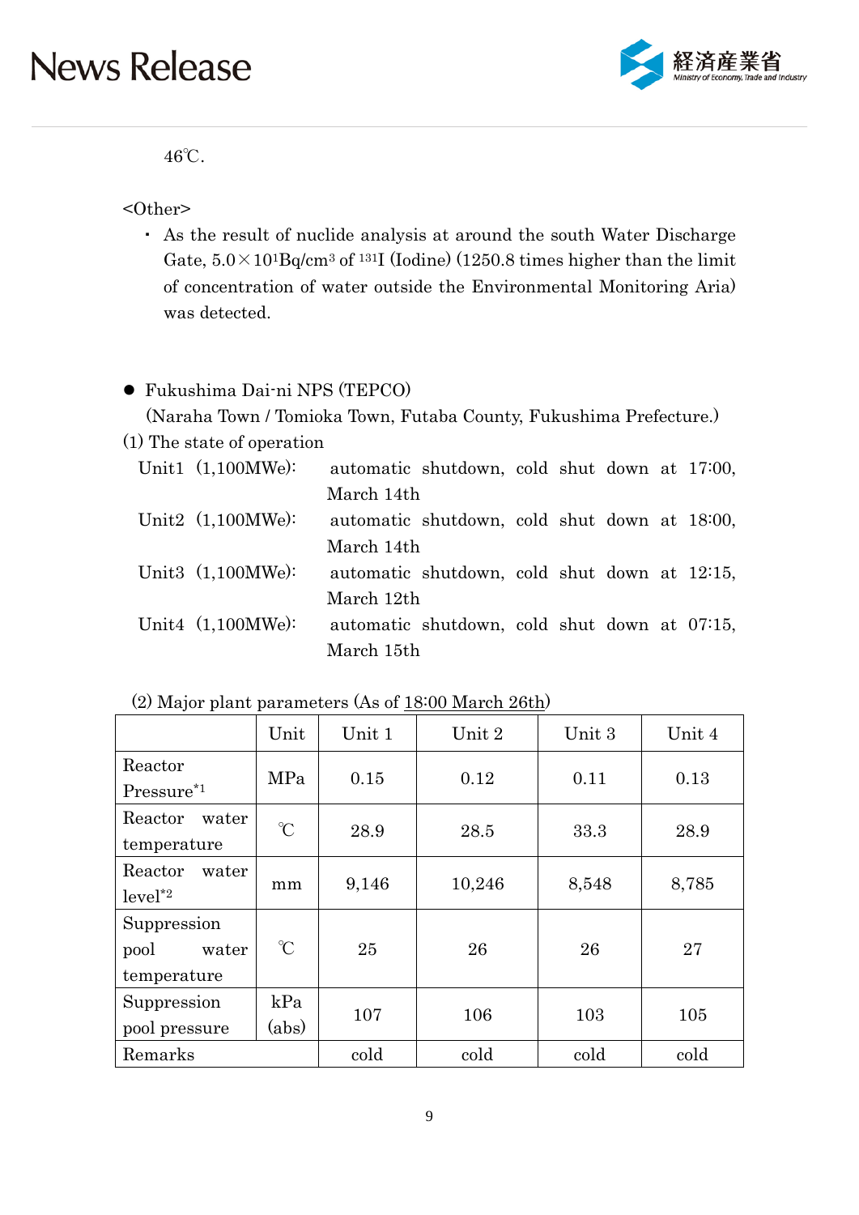46℃.

<Other>

- As the result of nuclide analysis at around the south Water Discharge Gate, $5.0 \times 10^{1}$Bq/cm$^{3}$ of $^{131}$I (Iodine) (1250.8 times higher than the limit of concentration of water outside the Environmental Monitoring Aria) was detected.

- Fukushima Dai-ni NPS (TEPCO)
  (Naraha Town / Tomioka Town, Futaba County, Fukushima Prefecture.)

(1) The state of operation

Unit1 (1,100MWe): automatic shutdown, cold shut down at 17:00, March 14th

Unit2 (1,100MWe): automatic shutdown, cold shut down at 18:00, March 14th

Unit3 (1,100MWe): automatic shutdown, cold shut down at 12:15, March 12th

Unit4 (1,100MWe): automatic shutdown, cold shut down at 07:15, March 15th

(2) Major plant parameters (As of 18:00 March 26th)

| | Unit | Unit 1 | Unit 2 | Unit 3 | Unit 4 |
|---|---|---|---|---|---|
| Reactor Pressure*1 | MPa | 0.15 | 0.12 | 0.11 | 0.13 |
| Reactor water temperature | ℃ | 28.9 | 28.5 | 33.3 | 28.9 |
| Reactor water level*2 | mm | 9,146 | 10,246 | 8,548 | 8,785 |
| Suppression pool water temperature | ℃ | 25 | 26 | 26 | 27 |
| Suppression pool pressure | kPa (abs) | 107 | 106 | 103 | 105 |
| Remarks | | cold | cold | cold | cold |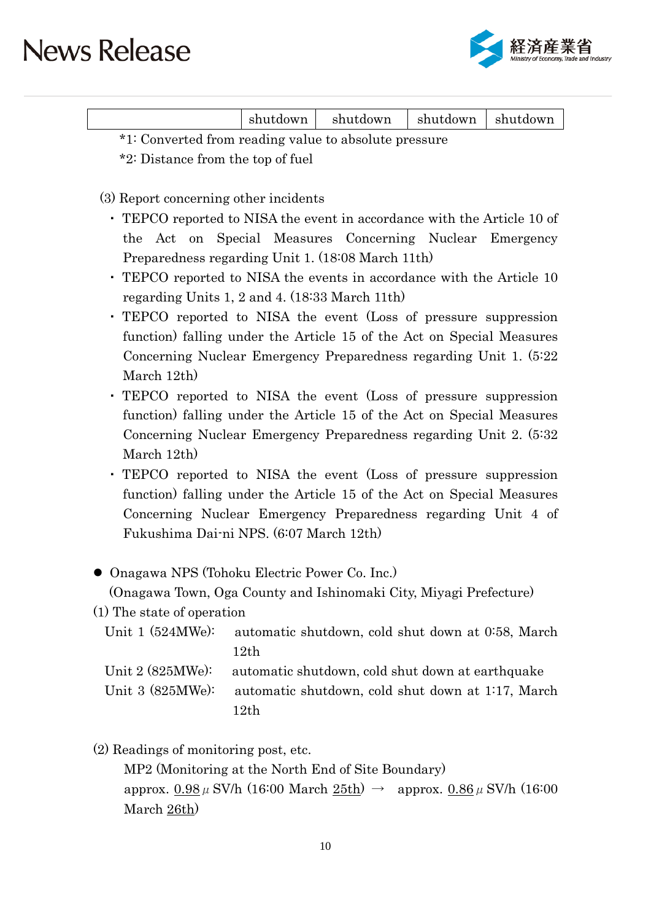| | shutdown | shutdown | shutdown | shutdown |
|---|---|---|---|---|

*1: Converted from reading value to absolute pressure

*2: Distance from the top of fuel

(3) Report concerning other incidents

- TEPCO reported to NISA the event in accordance with the Article 10 of the Act on Special Measures Concerning Nuclear Emergency Preparedness regarding Unit 1. (18:08 March 11th)
- TEPCO reported to NISA the events in accordance with the Article 10 regarding Units 1, 2 and 4. (18:33 March 11th)
- TEPCO reported to NISA the event (Loss of pressure suppression function) falling under the Article 15 of the Act on Special Measures Concerning Nuclear Emergency Preparedness regarding Unit 1. (5:22 March 12th)
- TEPCO reported to NISA the event (Loss of pressure suppression function) falling under the Article 15 of the Act on Special Measures Concerning Nuclear Emergency Preparedness regarding Unit 2. (5:32 March 12th)
- TEPCO reported to NISA the event (Loss of pressure suppression function) falling under the Article 15 of the Act on Special Measures Concerning Nuclear Emergency Preparedness regarding Unit 4 of Fukushima Dai-ni NPS. (6:07 March 12th)

● Onagawa NPS (Tohoku Electric Power Co. Inc.)
(Onagawa Town, Oga County and Ishinomaki City, Miyagi Prefecture)

(1) The state of operation

Unit 1 (524MWe): automatic shutdown, cold shut down at 0:58, March 12th

Unit 2 (825MWe): automatic shutdown, cold shut down at earthquake

Unit 3 (825MWe): automatic shutdown, cold shut down at 1:17, March 12th

(2) Readings of monitoring post, etc.

MP2 (Monitoring at the North End of Site Boundary)
approx. 0.98 μSV/h (16:00 March 25th) → approx. 0.86 μSV/h (16:00 March 26th)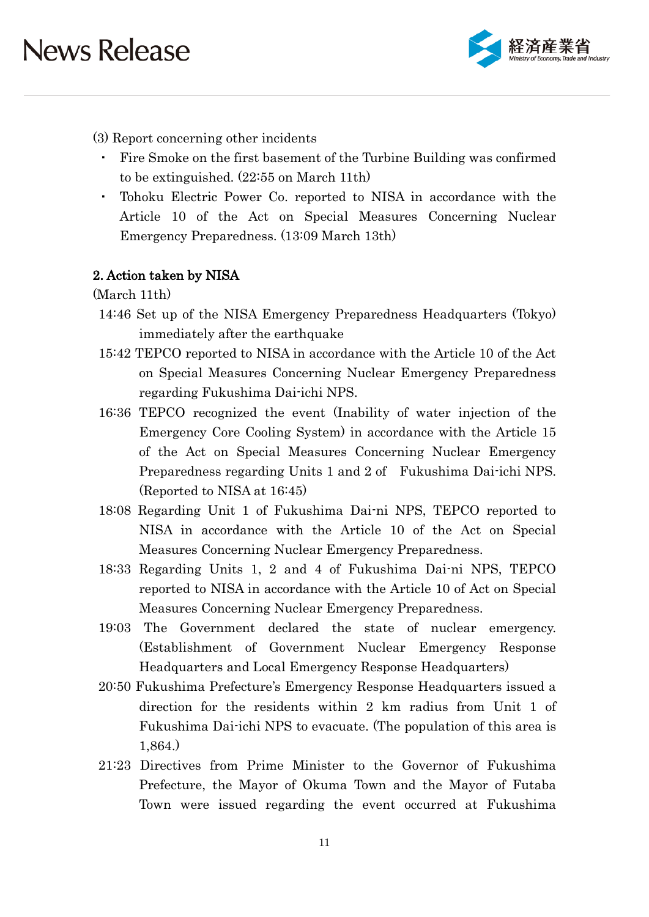(3) Report concerning other incidents

- Fire Smoke on the first basement of the Turbine Building was confirmed to be extinguished. (22:55 on March 11th)
- Tohoku Electric Power Co. reported to NISA in accordance with the Article 10 of the Act on Special Measures Concerning Nuclear Emergency Preparedness. (13:09 March 13th)

**2. Action taken by NISA**

(March 11th)

14:46 Set up of the NISA Emergency Preparedness Headquarters (Tokyo) immediately after the earthquake

15:42 TEPCO reported to NISA in accordance with the Article 10 of the Act on Special Measures Concerning Nuclear Emergency Preparedness regarding Fukushima Dai-ichi NPS.

16:36 TEPCO recognized the event (Inability of water injection of the Emergency Core Cooling System) in accordance with the Article 15 of the Act on Special Measures Concerning Nuclear Emergency Preparedness regarding Units 1 and 2 of Fukushima Dai-ichi NPS. (Reported to NISA at 16:45)

18:08 Regarding Unit 1 of Fukushima Dai-ni NPS, TEPCO reported to NISA in accordance with the Article 10 of the Act on Special Measures Concerning Nuclear Emergency Preparedness.

18:33 Regarding Units 1, 2 and 4 of Fukushima Dai-ni NPS, TEPCO reported to NISA in accordance with the Article 10 of Act on Special Measures Concerning Nuclear Emergency Preparedness.

19:03 The Government declared the state of nuclear emergency. (Establishment of Government Nuclear Emergency Response Headquarters and Local Emergency Response Headquarters)

20:50 Fukushima Prefecture's Emergency Response Headquarters issued a direction for the residents within 2 km radius from Unit 1 of Fukushima Dai-ichi NPS to evacuate. (The population of this area is 1,864.)

21:23 Directives from Prime Minister to the Governor of Fukushima Prefecture, the Mayor of Okuma Town and the Mayor of Futaba Town were issued regarding the event occurred at Fukushima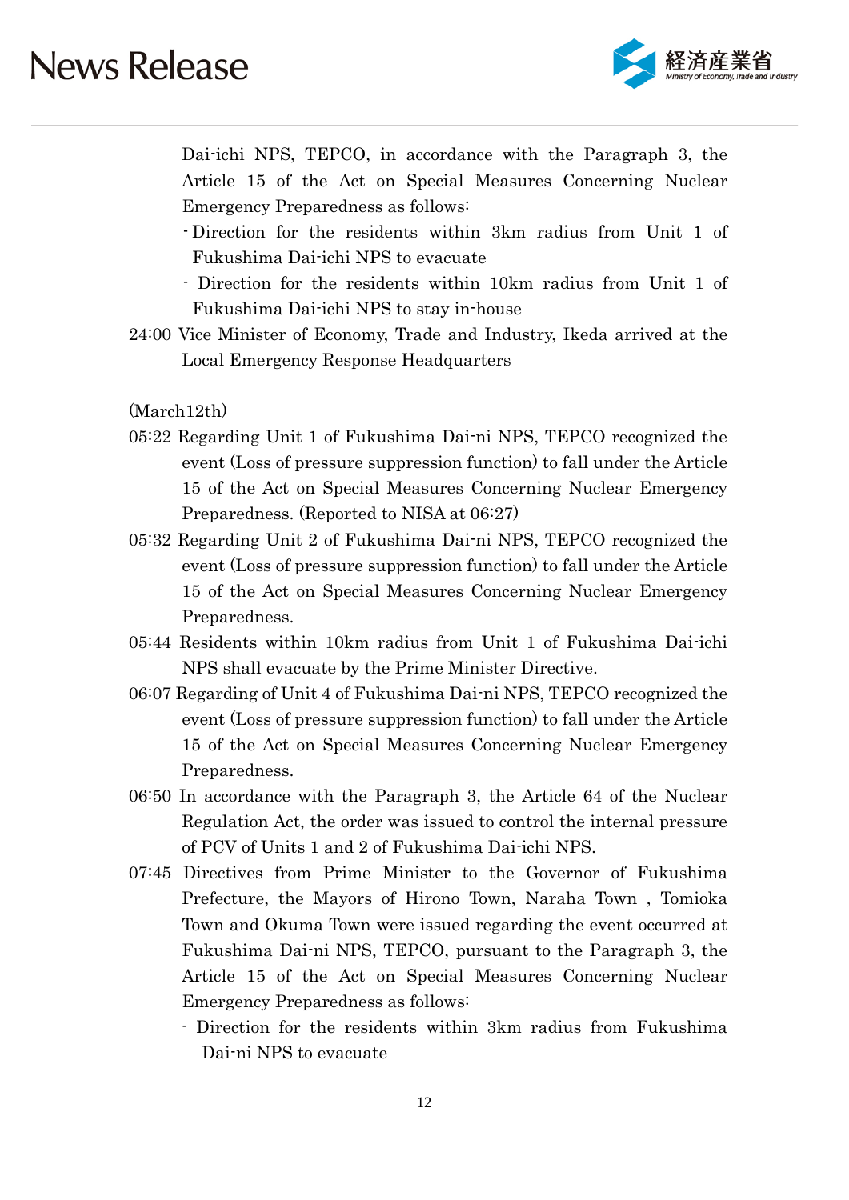Dai-ichi NPS, TEPCO, in accordance with the Paragraph 3, the Article 15 of the Act on Special Measures Concerning Nuclear Emergency Preparedness as follows:

- Direction for the residents within 3km radius from Unit 1 of Fukushima Dai-ichi NPS to evacuate
- Direction for the residents within 10km radius from Unit 1 of Fukushima Dai-ichi NPS to stay in-house

24:00 Vice Minister of Economy, Trade and Industry, Ikeda arrived at the Local Emergency Response Headquarters

(March12th)

05:22 Regarding Unit 1 of Fukushima Dai-ni NPS, TEPCO recognized the event (Loss of pressure suppression function) to fall under the Article 15 of the Act on Special Measures Concerning Nuclear Emergency Preparedness. (Reported to NISA at 06:27)

05:32 Regarding Unit 2 of Fukushima Dai-ni NPS, TEPCO recognized the event (Loss of pressure suppression function) to fall under the Article 15 of the Act on Special Measures Concerning Nuclear Emergency Preparedness.

05:44 Residents within 10km radius from Unit 1 of Fukushima Dai-ichi NPS shall evacuate by the Prime Minister Directive.

06:07 Regarding of Unit 4 of Fukushima Dai-ni NPS, TEPCO recognized the event (Loss of pressure suppression function) to fall under the Article 15 of the Act on Special Measures Concerning Nuclear Emergency Preparedness.

06:50 In accordance with the Paragraph 3, the Article 64 of the Nuclear Regulation Act, the order was issued to control the internal pressure of PCV of Units 1 and 2 of Fukushima Dai-ichi NPS.

07:45 Directives from Prime Minister to the Governor of Fukushima Prefecture, the Mayors of Hirono Town, Naraha Town , Tomioka Town and Okuma Town were issued regarding the event occurred at Fukushima Dai-ni NPS, TEPCO, pursuant to the Paragraph 3, the Article 15 of the Act on Special Measures Concerning Nuclear Emergency Preparedness as follows:

- Direction for the residents within 3km radius from Fukushima Dai-ni NPS to evacuate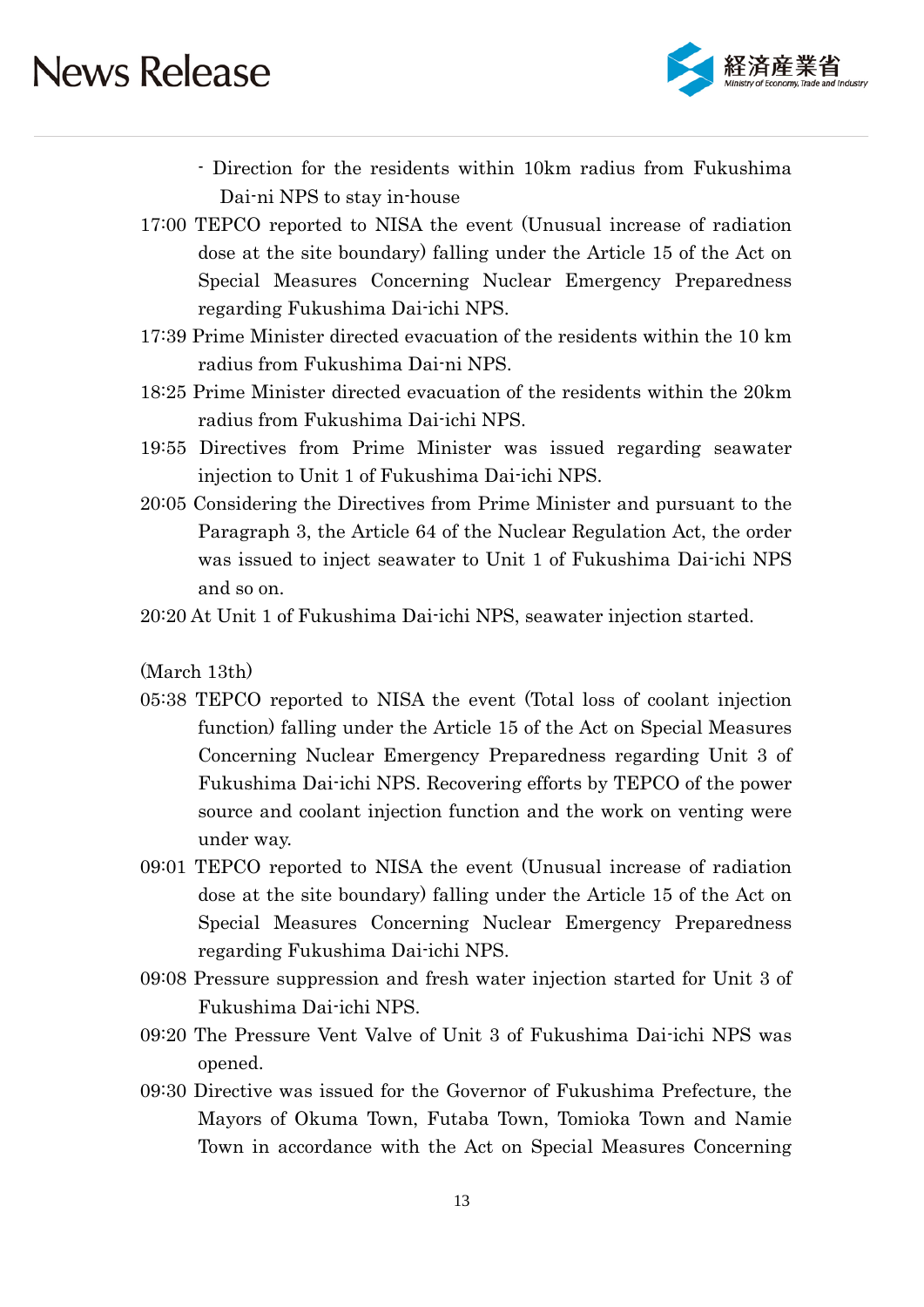- Direction for the residents within 10km radius from Fukushima Dai-ni NPS to stay in-house

17:00 TEPCO reported to NISA the event (Unusual increase of radiation dose at the site boundary) falling under the Article 15 of the Act on Special Measures Concerning Nuclear Emergency Preparedness regarding Fukushima Dai-ichi NPS.

17:39 Prime Minister directed evacuation of the residents within the 10 km radius from Fukushima Dai-ni NPS.

18:25 Prime Minister directed evacuation of the residents within the 20km radius from Fukushima Dai-ichi NPS.

19:55 Directives from Prime Minister was issued regarding seawater injection to Unit 1 of Fukushima Dai-ichi NPS.

20:05 Considering the Directives from Prime Minister and pursuant to the Paragraph 3, the Article 64 of the Nuclear Regulation Act, the order was issued to inject seawater to Unit 1 of Fukushima Dai-ichi NPS and so on.

20:20 At Unit 1 of Fukushima Dai-ichi NPS, seawater injection started.

(March 13th)

05:38 TEPCO reported to NISA the event (Total loss of coolant injection function) falling under the Article 15 of the Act on Special Measures Concerning Nuclear Emergency Preparedness regarding Unit 3 of Fukushima Dai-ichi NPS. Recovering efforts by TEPCO of the power source and coolant injection function and the work on venting were under way.

09:01 TEPCO reported to NISA the event (Unusual increase of radiation dose at the site boundary) falling under the Article 15 of the Act on Special Measures Concerning Nuclear Emergency Preparedness regarding Fukushima Dai-ichi NPS.

09:08 Pressure suppression and fresh water injection started for Unit 3 of Fukushima Dai-ichi NPS.

09:20 The Pressure Vent Valve of Unit 3 of Fukushima Dai-ichi NPS was opened.

09:30 Directive was issued for the Governor of Fukushima Prefecture, the Mayors of Okuma Town, Futaba Town, Tomioka Town and Namie Town in accordance with the Act on Special Measures Concerning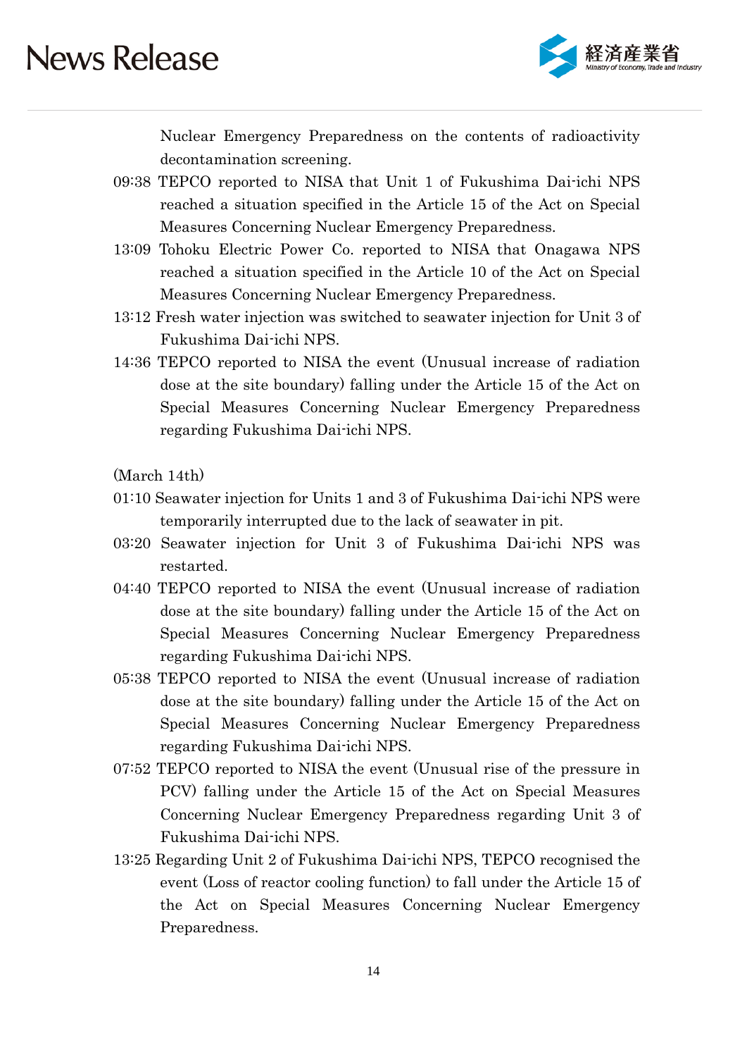Nuclear Emergency Preparedness on the contents of radioactivity decontamination screening.

09:38 TEPCO reported to NISA that Unit 1 of Fukushima Dai-ichi NPS reached a situation specified in the Article 15 of the Act on Special Measures Concerning Nuclear Emergency Preparedness.

13:09 Tohoku Electric Power Co. reported to NISA that Onagawa NPS reached a situation specified in the Article 10 of the Act on Special Measures Concerning Nuclear Emergency Preparedness.

13:12 Fresh water injection was switched to seawater injection for Unit 3 of Fukushima Dai-ichi NPS.

14:36 TEPCO reported to NISA the event (Unusual increase of radiation dose at the site boundary) falling under the Article 15 of the Act on Special Measures Concerning Nuclear Emergency Preparedness regarding Fukushima Dai-ichi NPS.

(March 14th)

01:10 Seawater injection for Units 1 and 3 of Fukushima Dai-ichi NPS were temporarily interrupted due to the lack of seawater in pit.

03:20 Seawater injection for Unit 3 of Fukushima Dai-ichi NPS was restarted.

04:40 TEPCO reported to NISA the event (Unusual increase of radiation dose at the site boundary) falling under the Article 15 of the Act on Special Measures Concerning Nuclear Emergency Preparedness regarding Fukushima Dai-ichi NPS.

05:38 TEPCO reported to NISA the event (Unusual increase of radiation dose at the site boundary) falling under the Article 15 of the Act on Special Measures Concerning Nuclear Emergency Preparedness regarding Fukushima Dai-ichi NPS.

07:52 TEPCO reported to NISA the event (Unusual rise of the pressure in PCV) falling under the Article 15 of the Act on Special Measures Concerning Nuclear Emergency Preparedness regarding Unit 3 of Fukushima Dai-ichi NPS.

13:25 Regarding Unit 2 of Fukushima Dai-ichi NPS, TEPCO recognised the event (Loss of reactor cooling function) to fall under the Article 15 of the Act on Special Measures Concerning Nuclear Emergency Preparedness.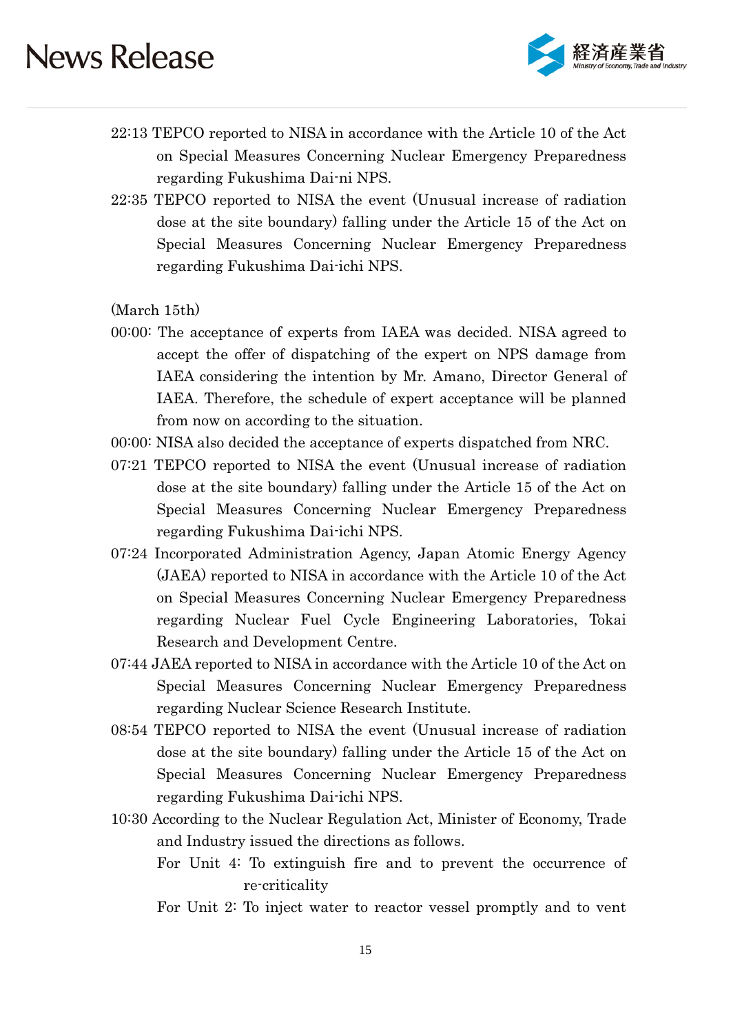22:13 TEPCO reported to NISA in accordance with the Article 10 of the Act on Special Measures Concerning Nuclear Emergency Preparedness regarding Fukushima Dai-ni NPS.

22:35 TEPCO reported to NISA the event (Unusual increase of radiation dose at the site boundary) falling under the Article 15 of the Act on Special Measures Concerning Nuclear Emergency Preparedness regarding Fukushima Dai-ichi NPS.

(March 15th)

00:00: The acceptance of experts from IAEA was decided. NISA agreed to accept the offer of dispatching of the expert on NPS damage from IAEA considering the intention by Mr. Amano, Director General of IAEA. Therefore, the schedule of expert acceptance will be planned from now on according to the situation.

00:00: NISA also decided the acceptance of experts dispatched from NRC.

07:21 TEPCO reported to NISA the event (Unusual increase of radiation dose at the site boundary) falling under the Article 15 of the Act on Special Measures Concerning Nuclear Emergency Preparedness regarding Fukushima Dai-ichi NPS.

07:24 Incorporated Administration Agency, Japan Atomic Energy Agency (JAEA) reported to NISA in accordance with the Article 10 of the Act on Special Measures Concerning Nuclear Emergency Preparedness regarding Nuclear Fuel Cycle Engineering Laboratories, Tokai Research and Development Centre.

07:44 JAEA reported to NISA in accordance with the Article 10 of the Act on Special Measures Concerning Nuclear Emergency Preparedness regarding Nuclear Science Research Institute.

08:54 TEPCO reported to NISA the event (Unusual increase of radiation dose at the site boundary) falling under the Article 15 of the Act on Special Measures Concerning Nuclear Emergency Preparedness regarding Fukushima Dai-ichi NPS.

10:30 According to the Nuclear Regulation Act, Minister of Economy, Trade and Industry issued the directions as follows.

For Unit 4: To extinguish fire and to prevent the occurrence of re-criticality

For Unit 2: To inject water to reactor vessel promptly and to vent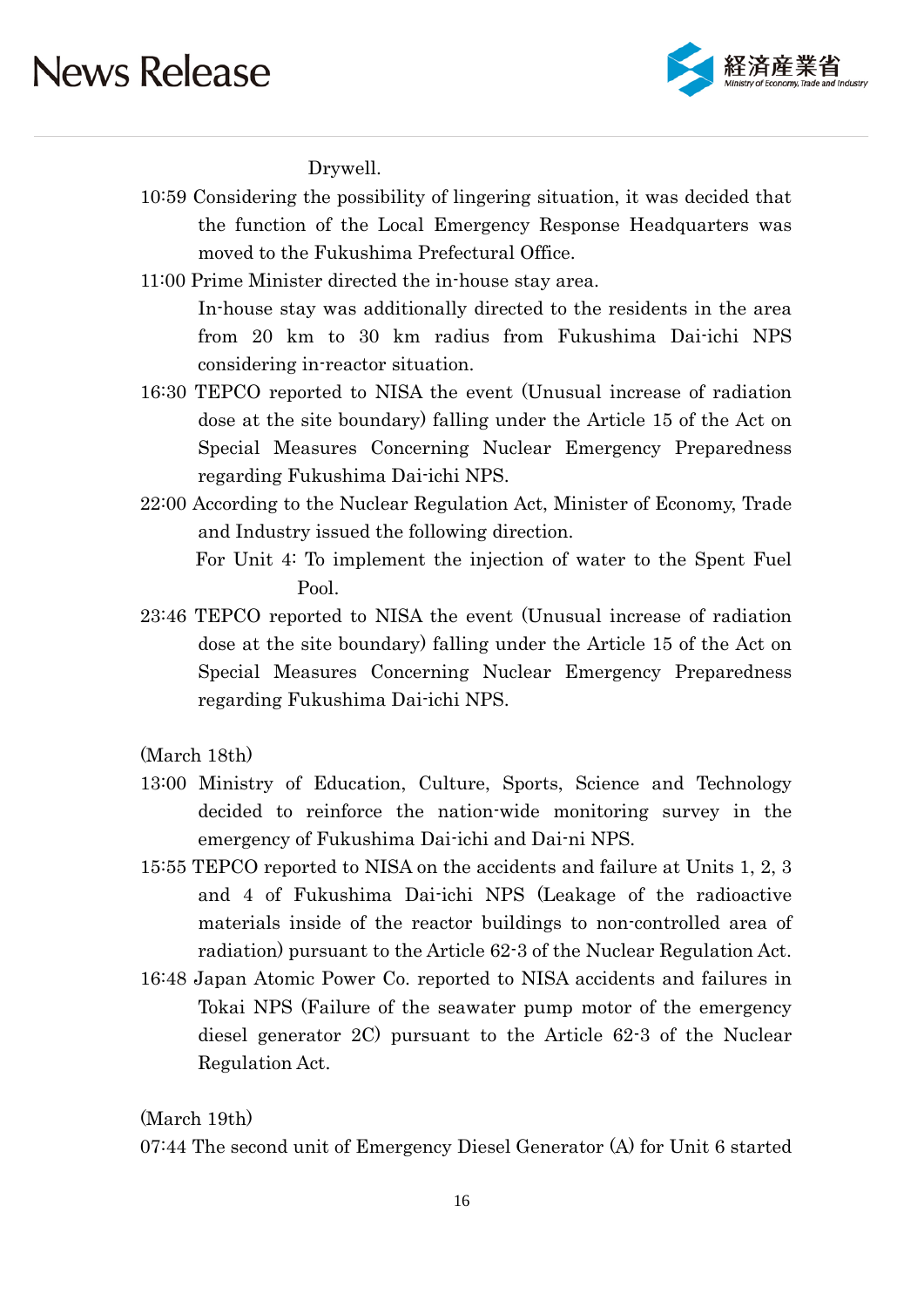Drywell.

10:59 Considering the possibility of lingering situation, it was decided that the function of the Local Emergency Response Headquarters was moved to the Fukushima Prefectural Office.

11:00 Prime Minister directed the in-house stay area.
In-house stay was additionally directed to the residents in the area from 20 km to 30 km radius from Fukushima Dai-ichi NPS considering in-reactor situation.

16:30 TEPCO reported to NISA the event (Unusual increase of radiation dose at the site boundary) falling under the Article 15 of the Act on Special Measures Concerning Nuclear Emergency Preparedness regarding Fukushima Dai-ichi NPS.

22:00 According to the Nuclear Regulation Act, Minister of Economy, Trade and Industry issued the following direction.
For Unit 4: To implement the injection of water to the Spent Fuel Pool.

23:46 TEPCO reported to NISA the event (Unusual increase of radiation dose at the site boundary) falling under the Article 15 of the Act on Special Measures Concerning Nuclear Emergency Preparedness regarding Fukushima Dai-ichi NPS.

(March 18th)

13:00 Ministry of Education, Culture, Sports, Science and Technology decided to reinforce the nation-wide monitoring survey in the emergency of Fukushima Dai-ichi and Dai-ni NPS.

15:55 TEPCO reported to NISA on the accidents and failure at Units 1, 2, 3 and 4 of Fukushima Dai-ichi NPS (Leakage of the radioactive materials inside of the reactor buildings to non-controlled area of radiation) pursuant to the Article 62-3 of the Nuclear Regulation Act.

16:48 Japan Atomic Power Co. reported to NISA accidents and failures in Tokai NPS (Failure of the seawater pump motor of the emergency diesel generator 2C) pursuant to the Article 62-3 of the Nuclear Regulation Act.

(March 19th)

07:44 The second unit of Emergency Diesel Generator (A) for Unit 6 started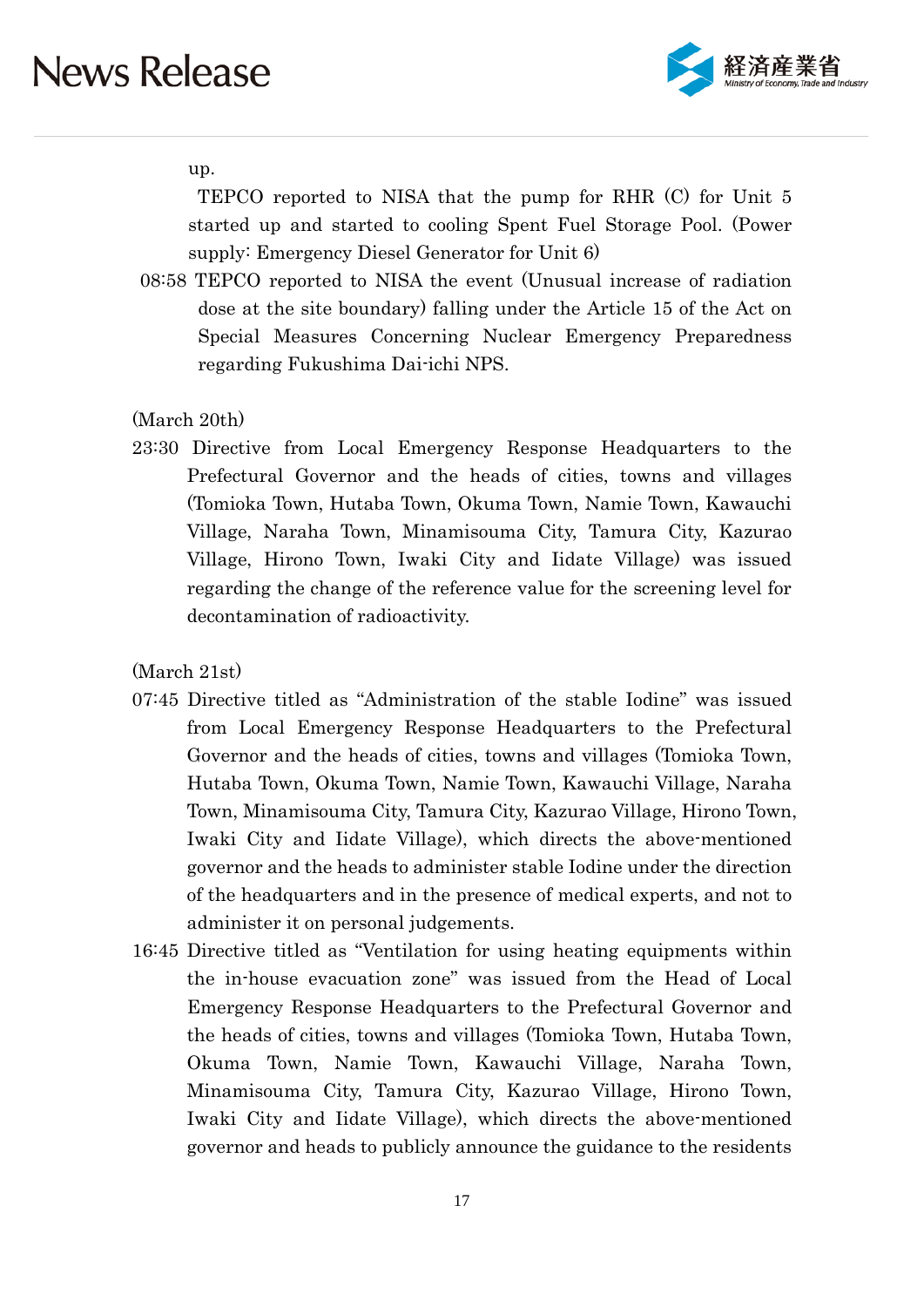up.

TEPCO reported to NISA that the pump for RHR (C) for Unit 5 started up and started to cooling Spent Fuel Storage Pool. (Power supply: Emergency Diesel Generator for Unit 6)

08:58 TEPCO reported to NISA the event (Unusual increase of radiation dose at the site boundary) falling under the Article 15 of the Act on Special Measures Concerning Nuclear Emergency Preparedness regarding Fukushima Dai-ichi NPS.

(March 20th)

23:30 Directive from Local Emergency Response Headquarters to the Prefectural Governor and the heads of cities, towns and villages (Tomioka Town, Hutaba Town, Okuma Town, Namie Town, Kawauchi Village, Naraha Town, Minamisouma City, Tamura City, Kazurao Village, Hirono Town, Iwaki City and Iidate Village) was issued regarding the change of the reference value for the screening level for decontamination of radioactivity.

(March 21st)

07:45 Directive titled as "Administration of the stable Iodine" was issued from Local Emergency Response Headquarters to the Prefectural Governor and the heads of cities, towns and villages (Tomioka Town, Hutaba Town, Okuma Town, Namie Town, Kawauchi Village, Naraha Town, Minamisouma City, Tamura City, Kazurao Village, Hirono Town, Iwaki City and Iidate Village), which directs the above-mentioned governor and the heads to administer stable Iodine under the direction of the headquarters and in the presence of medical experts, and not to administer it on personal judgements.

16:45 Directive titled as "Ventilation for using heating equipments within the in-house evacuation zone" was issued from the Head of Local Emergency Response Headquarters to the Prefectural Governor and the heads of cities, towns and villages (Tomioka Town, Hutaba Town, Okuma Town, Namie Town, Kawauchi Village, Naraha Town, Minamisouma City, Tamura City, Kazurao Village, Hirono Town, Iwaki City and Iidate Village), which directs the above-mentioned governor and heads to publicly announce the guidance to the residents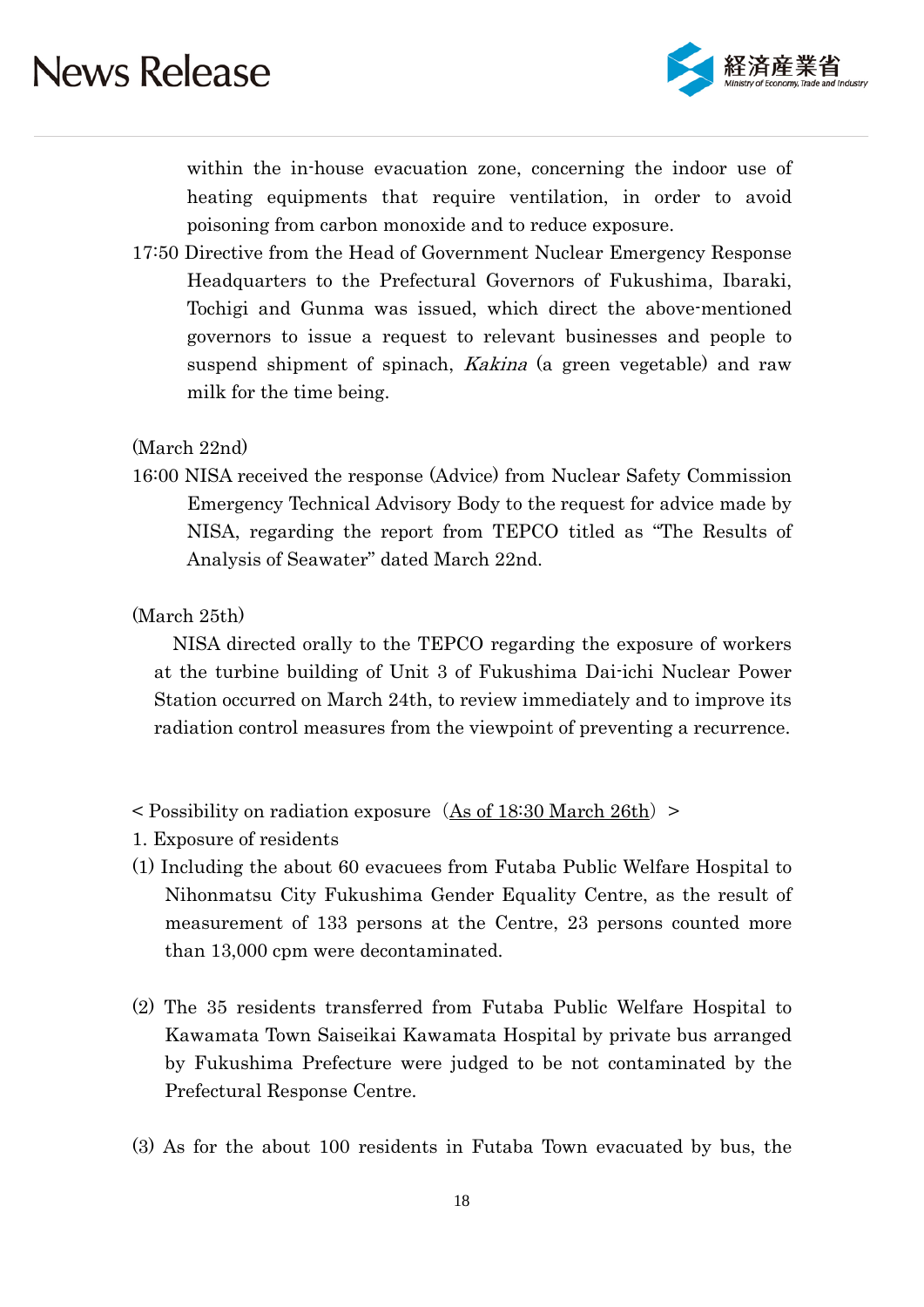within the in-house evacuation zone, concerning the indoor use of heating equipments that require ventilation, in order to avoid poisoning from carbon monoxide and to reduce exposure.

17:50 Directive from the Head of Government Nuclear Emergency Response Headquarters to the Prefectural Governors of Fukushima, Ibaraki, Tochigi and Gunma was issued, which direct the above-mentioned governors to issue a request to relevant businesses and people to suspend shipment of spinach, *Kakina* (a green vegetable) and raw milk for the time being.

(March 22nd)

16:00 NISA received the response (Advice) from Nuclear Safety Commission Emergency Technical Advisory Body to the request for advice made by NISA, regarding the report from TEPCO titled as "The Results of Analysis of Seawater" dated March 22nd.

(March 25th)

NISA directed orally to the TEPCO regarding the exposure of workers at the turbine building of Unit 3 of Fukushima Dai-ichi Nuclear Power Station occurred on March 24th, to review immediately and to improve its radiation control measures from the viewpoint of preventing a recurrence.

< Possibility on radiation exposure（<u>As of 18:30 March 26th</u>）>

1. Exposure of residents

(1) Including the about 60 evacuees from Futaba Public Welfare Hospital to Nihonmatsu City Fukushima Gender Equality Centre, as the result of measurement of 133 persons at the Centre, 23 persons counted more than 13,000 cpm were decontaminated.

(2) The 35 residents transferred from Futaba Public Welfare Hospital to Kawamata Town Saiseikai Kawamata Hospital by private bus arranged by Fukushima Prefecture were judged to be not contaminated by the Prefectural Response Centre.

(3) As for the about 100 residents in Futaba Town evacuated by bus, the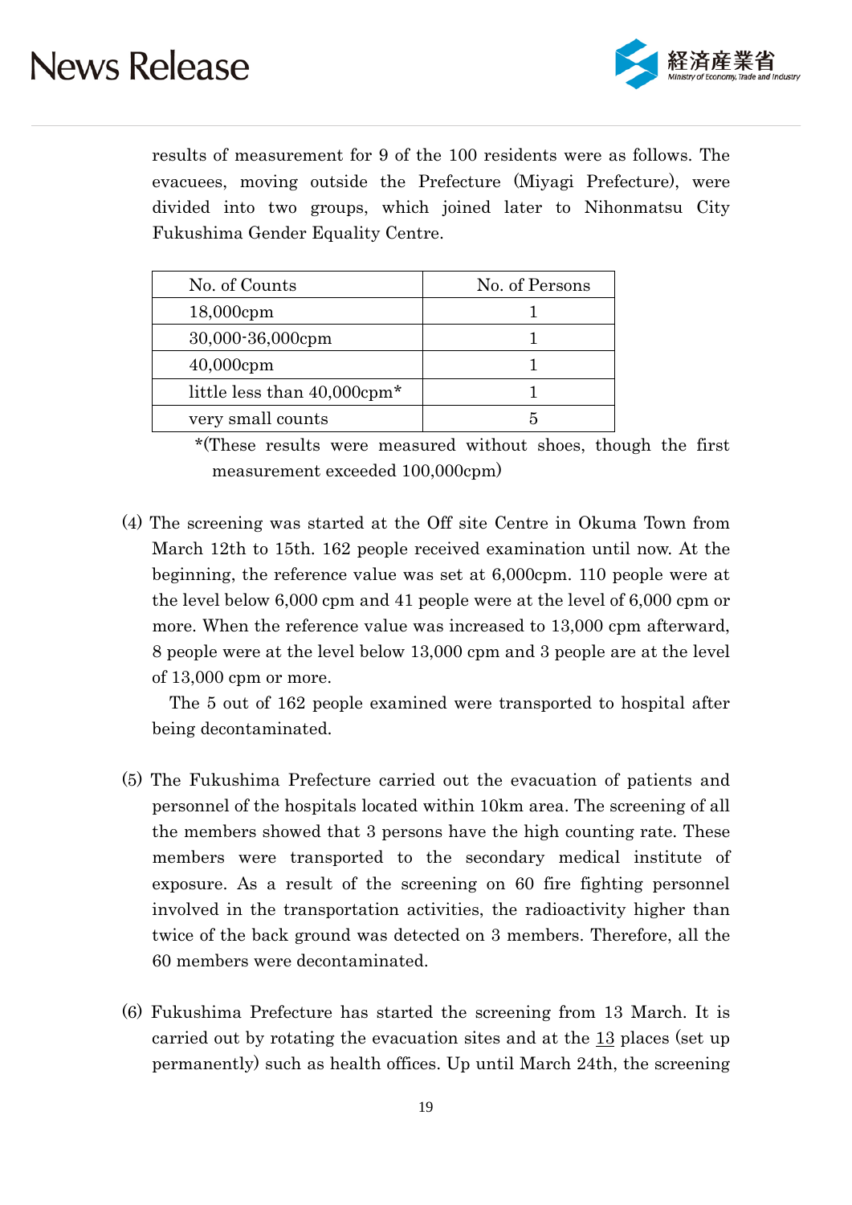results of measurement for 9 of the 100 residents were as follows. The evacuees, moving outside the Prefecture (Miyagi Prefecture), were divided into two groups, which joined later to Nihonmatsu City Fukushima Gender Equality Centre.

| No. of Counts | No. of Persons |
|---|---|
| 18,000cpm | 1 |
| 30,000-36,000cpm | 1 |
| 40,000cpm | 1 |
| little less than 40,000cpm* | 1 |
| very small counts | 5 |

*(These results were measured without shoes, though the first measurement exceeded 100,000cpm)

(4) The screening was started at the Off site Centre in Okuma Town from March 12th to 15th. 162 people received examination until now. At the beginning, the reference value was set at 6,000cpm. 110 people were at the level below 6,000 cpm and 41 people were at the level of 6,000 cpm or more. When the reference value was increased to 13,000 cpm afterward, 8 people were at the level below 13,000 cpm and 3 people are at the level of 13,000 cpm or more.

The 5 out of 162 people examined were transported to hospital after being decontaminated.

(5) The Fukushima Prefecture carried out the evacuation of patients and personnel of the hospitals located within 10km area. The screening of all the members showed that 3 persons have the high counting rate. These members were transported to the secondary medical institute of exposure. As a result of the screening on 60 fire fighting personnel involved in the transportation activities, the radioactivity higher than twice of the back ground was detected on 3 members. Therefore, all the 60 members were decontaminated.

(6) Fukushima Prefecture has started the screening from 13 March. It is carried out by rotating the evacuation sites and at the 13 places (set up permanently) such as health offices. Up until March 24th, the screening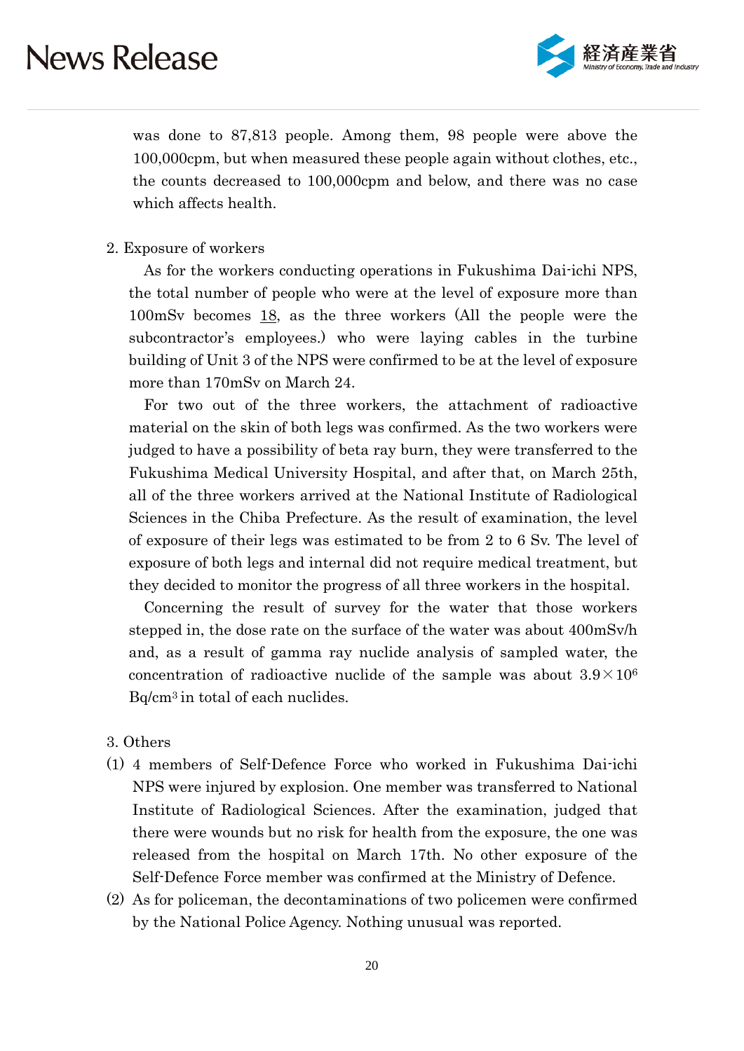was done to 87,813 people. Among them, 98 people were above the 100,000cpm, but when measured these people again without clothes, etc., the counts decreased to 100,000cpm and below, and there was no case which affects health.

2. Exposure of workers

As for the workers conducting operations in Fukushima Dai-ichi NPS, the total number of people who were at the level of exposure more than 100mSv becomes 18, as the three workers (All the people were the subcontractor's employees.) who were laying cables in the turbine building of Unit 3 of the NPS were confirmed to be at the level of exposure more than 170mSv on March 24.

For two out of the three workers, the attachment of radioactive material on the skin of both legs was confirmed. As the two workers were judged to have a possibility of beta ray burn, they were transferred to the Fukushima Medical University Hospital, and after that, on March 25th, all of the three workers arrived at the National Institute of Radiological Sciences in the Chiba Prefecture. As the result of examination, the level of exposure of their legs was estimated to be from 2 to 6 Sv. The level of exposure of both legs and internal did not require medical treatment, but they decided to monitor the progress of all three workers in the hospital.

Concerning the result of survey for the water that those workers stepped in, the dose rate on the surface of the water was about 400mSv/h and, as a result of gamma ray nuclide analysis of sampled water, the concentration of radioactive nuclide of the sample was about $3.9 \times 10^{6}$ $Bq/cm^{3}$ in total of each nuclides.

3. Others

(1) 4 members of Self-Defence Force who worked in Fukushima Dai-ichi NPS were injured by explosion. One member was transferred to National Institute of Radiological Sciences. After the examination, judged that there were wounds but no risk for health from the exposure, the one was released from the hospital on March 17th. No other exposure of the Self-Defence Force member was confirmed at the Ministry of Defence.

(2) As for policeman, the decontaminations of two policemen were confirmed by the National Police Agency. Nothing unusual was reported.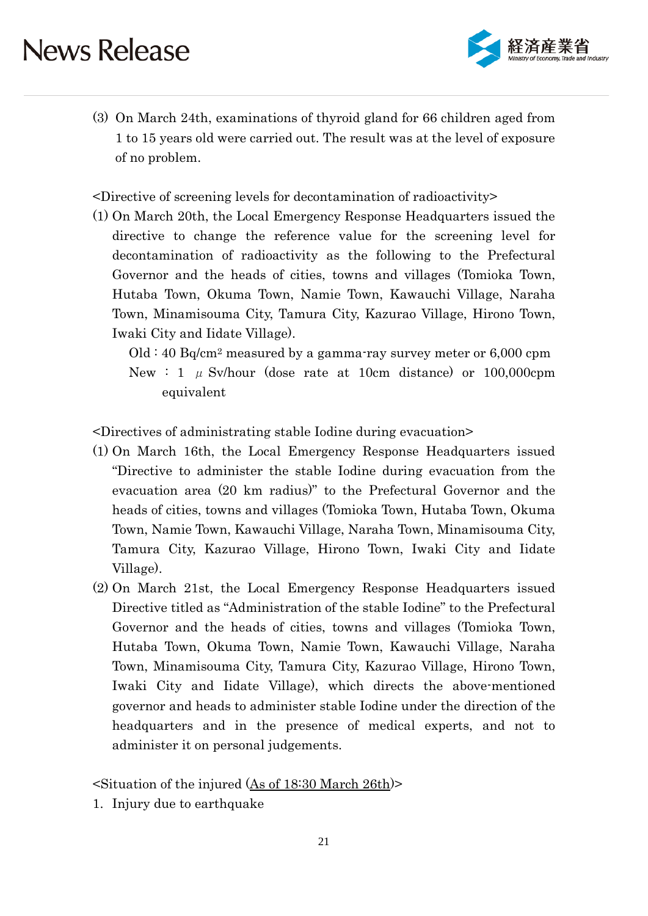(3) On March 24th, examinations of thyroid gland for 66 children aged from 1 to 15 years old were carried out. The result was at the level of exposure of no problem.

<Directive of screening levels for decontamination of radioactivity>

(1) On March 20th, the Local Emergency Response Headquarters issued the directive to change the reference value for the screening level for decontamination of radioactivity as the following to the Prefectural Governor and the heads of cities, towns and villages (Tomioka Town, Hutaba Town, Okuma Town, Namie Town, Kawauchi Village, Naraha Town, Minamisouma City, Tamura City, Kazurao Village, Hirono Town, Iwaki City and Iidate Village).

Old : 40 $Bq/cm^2$ measured by a gamma-ray survey meter or 6,000 cpm

New : 1 $\mu$ Sv/hour (dose rate at 10cm distance) or 100,000cpm equivalent

<Directives of administrating stable Iodine during evacuation>

(1) On March 16th, the Local Emergency Response Headquarters issued "Directive to administer the stable Iodine during evacuation from the evacuation area (20 km radius)" to the Prefectural Governor and the heads of cities, towns and villages (Tomioka Town, Hutaba Town, Okuma Town, Namie Town, Kawauchi Village, Naraha Town, Minamisouma City, Tamura City, Kazurao Village, Hirono Town, Iwaki City and Iidate Village).

(2) On March 21st, the Local Emergency Response Headquarters issued Directive titled as "Administration of the stable Iodine" to the Prefectural Governor and the heads of cities, towns and villages (Tomioka Town, Hutaba Town, Okuma Town, Namie Town, Kawauchi Village, Naraha Town, Minamisouma City, Tamura City, Kazurao Village, Hirono Town, Iwaki City and Iidate Village), which directs the above-mentioned governor and heads to administer stable Iodine under the direction of the headquarters and in the presence of medical experts, and not to administer it on personal judgements.

<Situation of the injured (As of 18:30 March 26th)>

1. Injury due to earthquake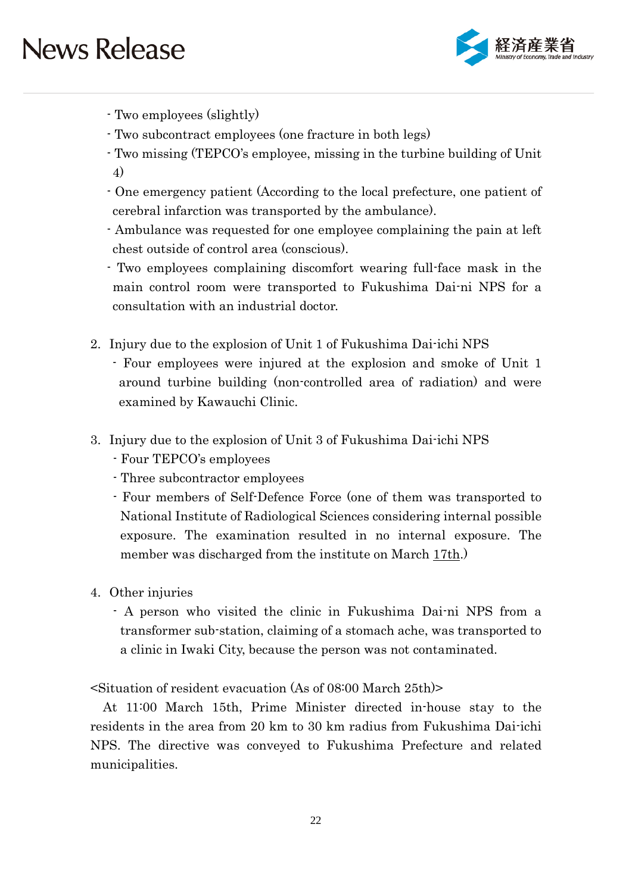- Two employees (slightly)
- Two subcontract employees (one fracture in both legs)
- Two missing (TEPCO's employee, missing in the turbine building of Unit 4)
- One emergency patient (According to the local prefecture, one patient of cerebral infarction was transported by the ambulance).
- Ambulance was requested for one employee complaining the pain at left chest outside of control area (conscious).
- Two employees complaining discomfort wearing full-face mask in the main control room were transported to Fukushima Dai-ni NPS for a consultation with an industrial doctor.

2. Injury due to the explosion of Unit 1 of Fukushima Dai-ichi NPS
   - Four employees were injured at the explosion and smoke of Unit 1 around turbine building (non-controlled area of radiation) and were examined by Kawauchi Clinic.

3. Injury due to the explosion of Unit 3 of Fukushima Dai-ichi NPS
   - Four TEPCO's employees
   - Three subcontractor employees
   - Four members of Self-Defence Force (one of them was transported to National Institute of Radiological Sciences considering internal possible exposure. The examination resulted in no internal exposure. The member was discharged from the institute on March 17th.)

4. Other injuries
   - A person who visited the clinic in Fukushima Dai-ni NPS from a transformer sub-station, claiming of a stomach ache, was transported to a clinic in Iwaki City, because the person was not contaminated.

<Situation of resident evacuation (As of 08:00 March 25th)>

At 11:00 March 15th, Prime Minister directed in-house stay to the residents in the area from 20 km to 30 km radius from Fukushima Dai-ichi NPS. The directive was conveyed to Fukushima Prefecture and related municipalities.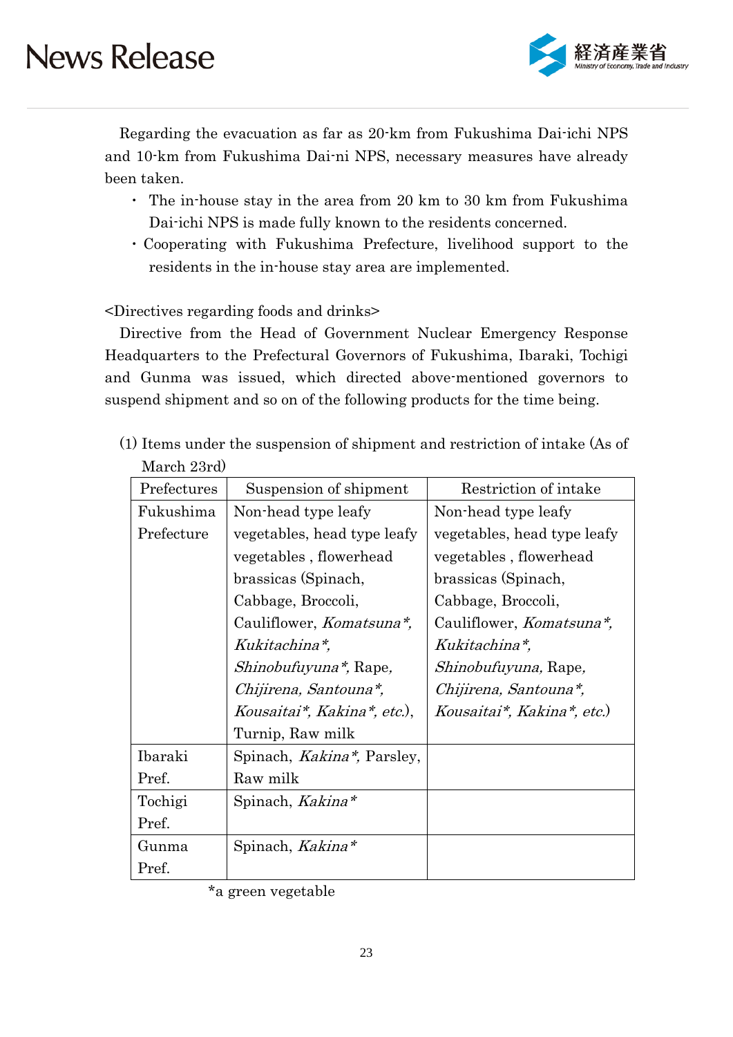Regarding the evacuation as far as 20-km from Fukushima Dai-ichi NPS and 10-km from Fukushima Dai-ni NPS, necessary measures have already been taken.

- The in-house stay in the area from 20 km to 30 km from Fukushima Dai-ichi NPS is made fully known to the residents concerned.
- Cooperating with Fukushima Prefecture, livelihood support to the residents in the in-house stay area are implemented.

<Directives regarding foods and drinks>

Directive from the Head of Government Nuclear Emergency Response Headquarters to the Prefectural Governors of Fukushima, Ibaraki, Tochigi and Gunma was issued, which directed above-mentioned governors to suspend shipment and so on of the following products for the time being.

(1) Items under the suspension of shipment and restriction of intake (As of March 23rd)

| Prefectures | Suspension of shipment | Restriction of intake |
|---|---|---|
| Fukushima Prefecture | Non-head type leafy vegetables, head type leafy vegetables , flowerhead brassicas (Spinach, Cabbage, Broccoli, Cauliflower, *Komatsuna\**, *Kukitachina\**, *Shinobufuyuna\**, Rape, *Chijirena*, *Santouna\**, *Kousaitai\**, *Kakina\**, *etc.*), Turnip, Raw milk | Non-head type leafy vegetables, head type leafy vegetables , flowerhead brassicas (Spinach, Cabbage, Broccoli, Cauliflower, *Komatsuna\**, *Kukitachina\**, *Shinobufuyuna*, Rape, *Chijirena*, *Santouna\**, *Kousaitai\**, *Kakina\**, *etc.*) |
| Ibaraki Pref. | Spinach, *Kakina\**, Parsley, Raw milk | |
| Tochigi Pref. | Spinach, *Kakina\** | |
| Gunma Pref. | Spinach, *Kakina\** | |

*a green vegetable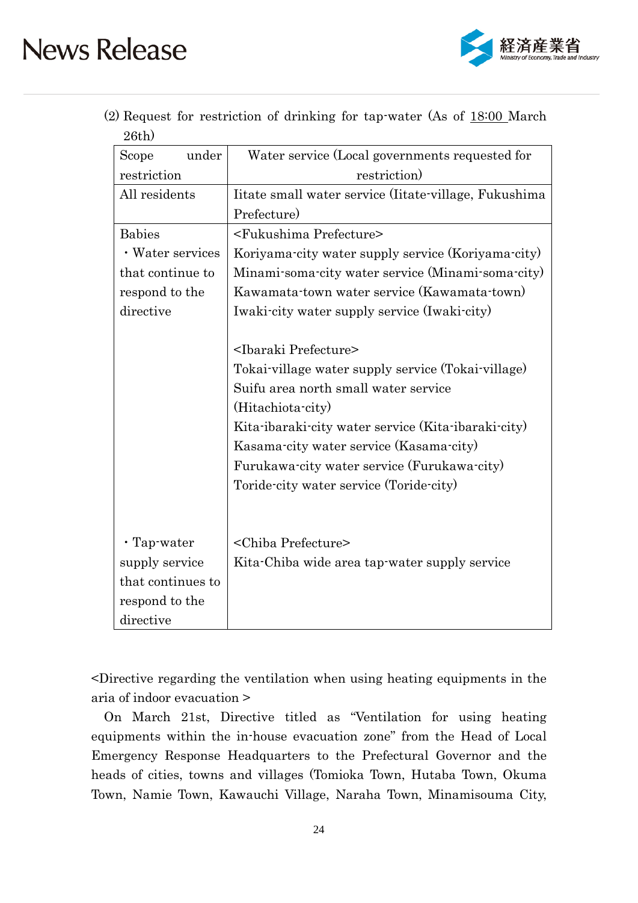(2) Request for restriction of drinking for tap-water (As of 18:00 March 26th)

| Scope under restriction | Water service (Local governments requested for restriction) |
|---|---|
| All residents | Iitate small water service (Iitate-village, Fukushima Prefecture) |
| Babies<br>・Water services that continue to respond to the directive | <Fukushima Prefecture><br>Koriyama-city water supply service (Koriyama-city)<br>Minami-soma-city water service (Minami-soma-city)<br>Kawamata-town water service (Kawamata-town)<br>Iwaki-city water supply service (Iwaki-city)<br><br><Ibaraki Prefecture><br>Tokai-village water supply service (Tokai-village)<br>Suifu area north small water service (Hitachiota-city)<br>Kita-ibaraki-city water service (Kita-ibaraki-city)<br>Kasama-city water service (Kasama-city)<br>Furukawa-city water service (Furukawa-city)<br>Toride-city water service (Toride-city) |
| ・Tap-water supply service that continues to respond to the directive | <Chiba Prefecture><br>Kita-Chiba wide area tap-water supply service |

<Directive regarding the ventilation when using heating equipments in the aria of indoor evacuation >

On March 21st, Directive titled as "Ventilation for using heating equipments within the in-house evacuation zone" from the Head of Local Emergency Response Headquarters to the Prefectural Governor and the heads of cities, towns and villages (Tomioka Town, Hutaba Town, Okuma Town, Namie Town, Kawauchi Village, Naraha Town, Minamisouma City,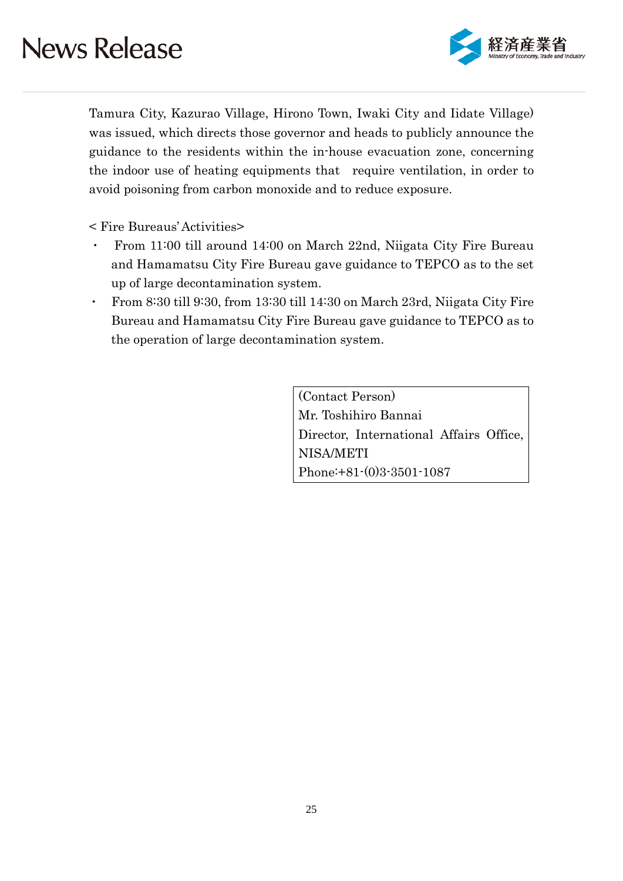Tamura City, Kazurao Village, Hirono Town, Iwaki City and Iidate Village) was issued, which directs those governor and heads to publicly announce the guidance to the residents within the in-house evacuation zone, concerning the indoor use of heating equipments that require ventilation, in order to avoid poisoning from carbon monoxide and to reduce exposure.

< Fire Bureaus' Activities>

- From 11:00 till around 14:00 on March 22nd, Niigata City Fire Bureau and Hamamatsu City Fire Bureau gave guidance to TEPCO as to the set up of large decontamination system.
- From 8:30 till 9:30, from 13:30 till 14:30 on March 23rd, Niigata City Fire Bureau and Hamamatsu City Fire Bureau gave guidance to TEPCO as to the operation of large decontamination system.

(Contact Person)
Mr. Toshihiro Bannai
Director, International Affairs Office, NISA/METI
Phone:+81-(0)3-3501-1087